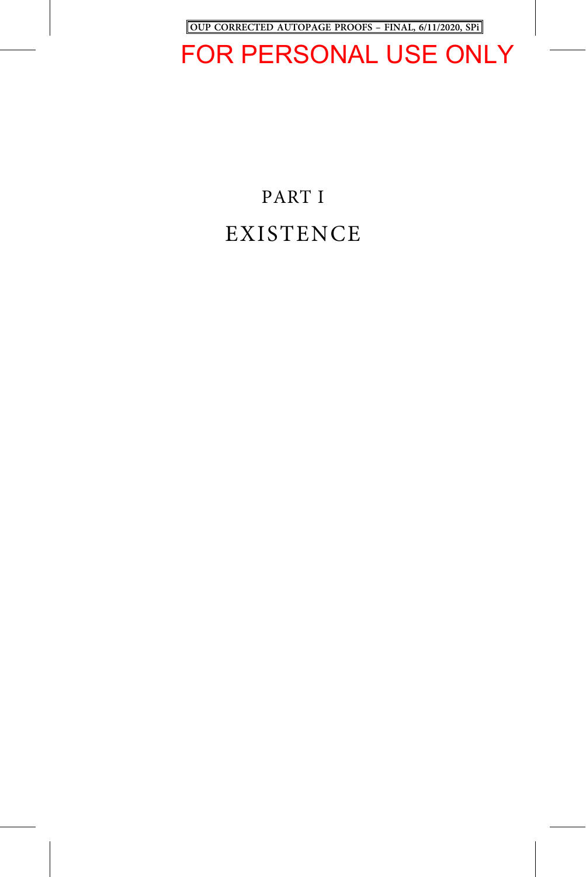# PART I

# EXISTENCE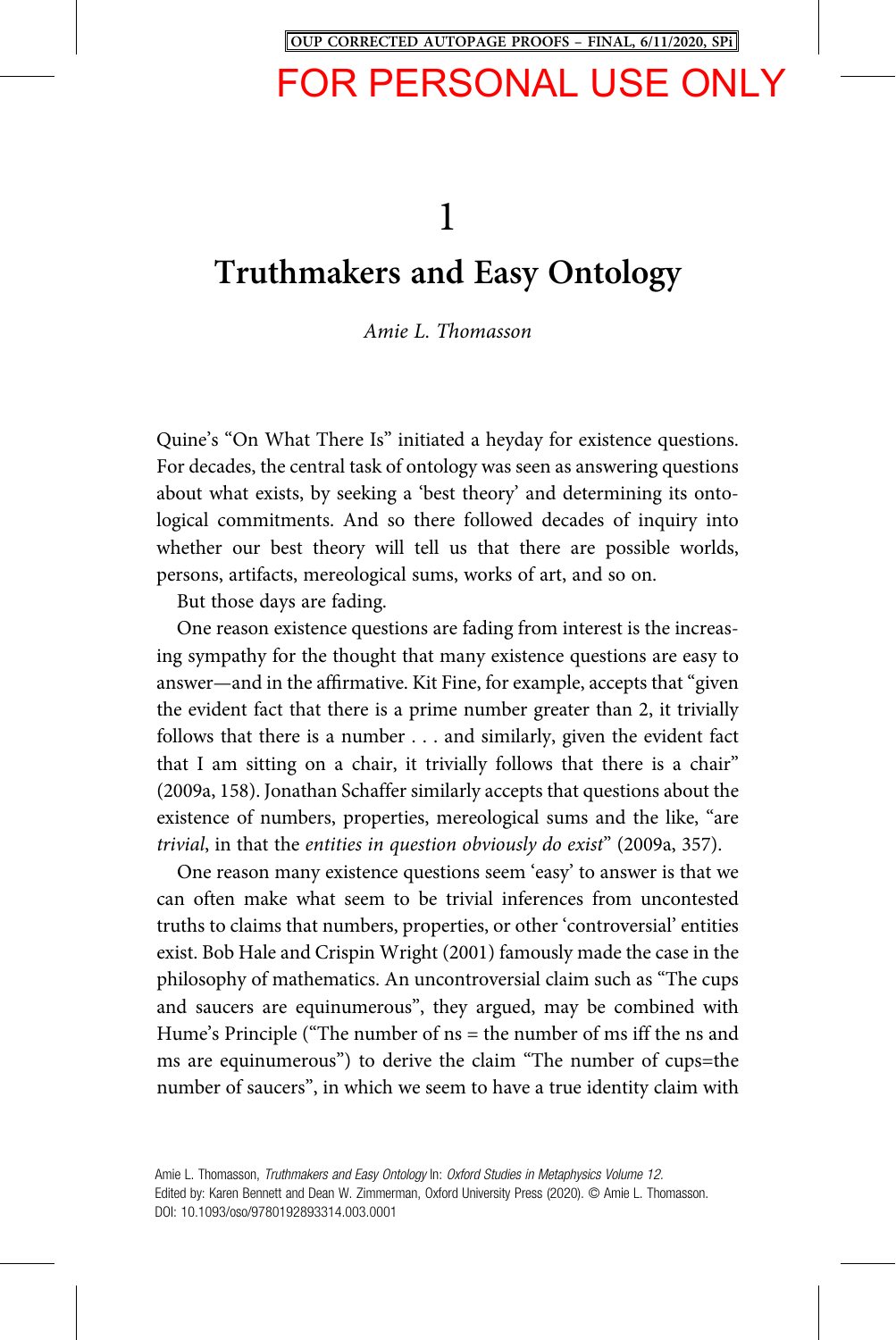# 1

# Truthmakers and Easy Ontology

*Amie L. Thomasson*

Quine's "On What There Is" initiated a heyday for existence questions. For decades, the central task of ontology was seen as answering questions about what exists, by seeking a 'best theory' and determining its ontological commitments. And so there followed decades of inquiry into whether our best theory will tell us that there are possible worlds, persons, artifacts, mereological sums, works of art, and so on.

But those days are fading.

One reason existence questions are fading from interest is the increasing sympathy for the thought that many existence questions are easy to answer—and in the affirmative. Kit Fine, for example, accepts that "given the evident fact that there is a prime number greater than 2, it trivially follows that there is a number . . . and similarly, given the evident fact that I am sitting on a chair, it trivially follows that there is a chair" (2009a, 158). Jonathan Schaffer similarly accepts that questions about the existence of numbers, properties, mereological sums and the like, "are *trivial*, in that the *entities in question obviously do exist*" (2009a, 357).

One reason many existence questions seem 'easy' to answer is that we can often make what seem to be trivial inferences from uncontested truths to claims that numbers, properties, or other 'controversial' entities exist. Bob Hale and Crispin Wright (2001) famously made the case in the philosophy of mathematics. An uncontroversial claim such as "The cups and saucers are equinumerous", they argued, may be combined with Hume's Principle ("The number of ns = the number of ms iff the ns and ms are equinumerous") to derive the claim "The number of cups=the number of saucers", in which we seem to have a true identity claim with

Amie L. Thomasson, *Truthmakers and Easy Ontology* In: *Oxford Studies in Metaphysics Volume 12.* Edited by: Karen Bennett and Dean W. Zimmerman, Oxford University Press (2020). © Amie L. Thomasson. DOI: 10.1093/oso/9780192893314.003.0001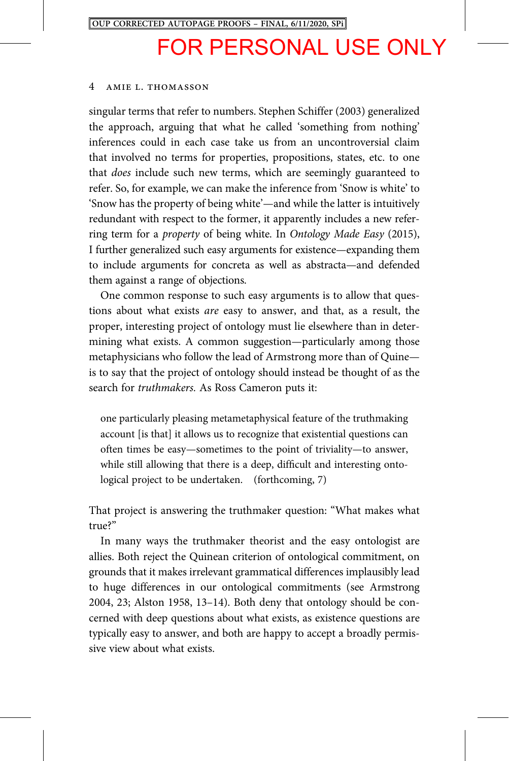singular terms that refer to numbers. Stephen Schiffer (2003) generalized the approach, arguing that what he called 'something from nothing' inferences could in each case take us from an uncontroversial claim that involved no terms for properties, propositions, states, etc. to one that *does* include such new terms, which are seemingly guaranteed to refer. So, for example, we can make the inference from 'Snow is white' to 'Snow has the property of being white'—and while the latter is intuitively redundant with respect to the former, it apparently includes a new referring term for a *property* of being white. In *Ontology Made Easy* (2015), I further generalized such easy arguments for existence—expanding them to include arguments for concreta as well as abstracta—and defended them against a range of objections.

One common response to such easy arguments is to allow that questions about what exists *are* easy to answer, and that, as a result, the proper, interesting project of ontology must lie elsewhere than in determining what exists. A common suggestion—particularly among those metaphysicians who follow the lead of Armstrong more than of Quine—is to say that the project of ontology should instead be thought of as the search for *truthmakers.* As Ross Cameron puts it:

> one particularly pleasing metametaphysical feature of the truthmaking account [is that] it allows us to recognize that existential questions can often times be easy—sometimes to the point of triviality—to answer, while still allowing that there is a deep, difficult and interesting ontological project to be undertaken. (forthcoming, 7)

That project is answering the truthmaker question: "What makes what true?"

In many ways the truthmaker theorist and the easy ontologist are allies. Both reject the Quinean criterion of ontological commitment, on grounds that it makes irrelevant grammatical differences implausibly lead to huge differences in our ontological commitments (see Armstrong 2004, 23; Alston 1958, 13–14). Both deny that ontology should be concerned with deep questions about what exists, as existence questions are typically easy to answer, and both are happy to accept a broadly permissive view about what exists.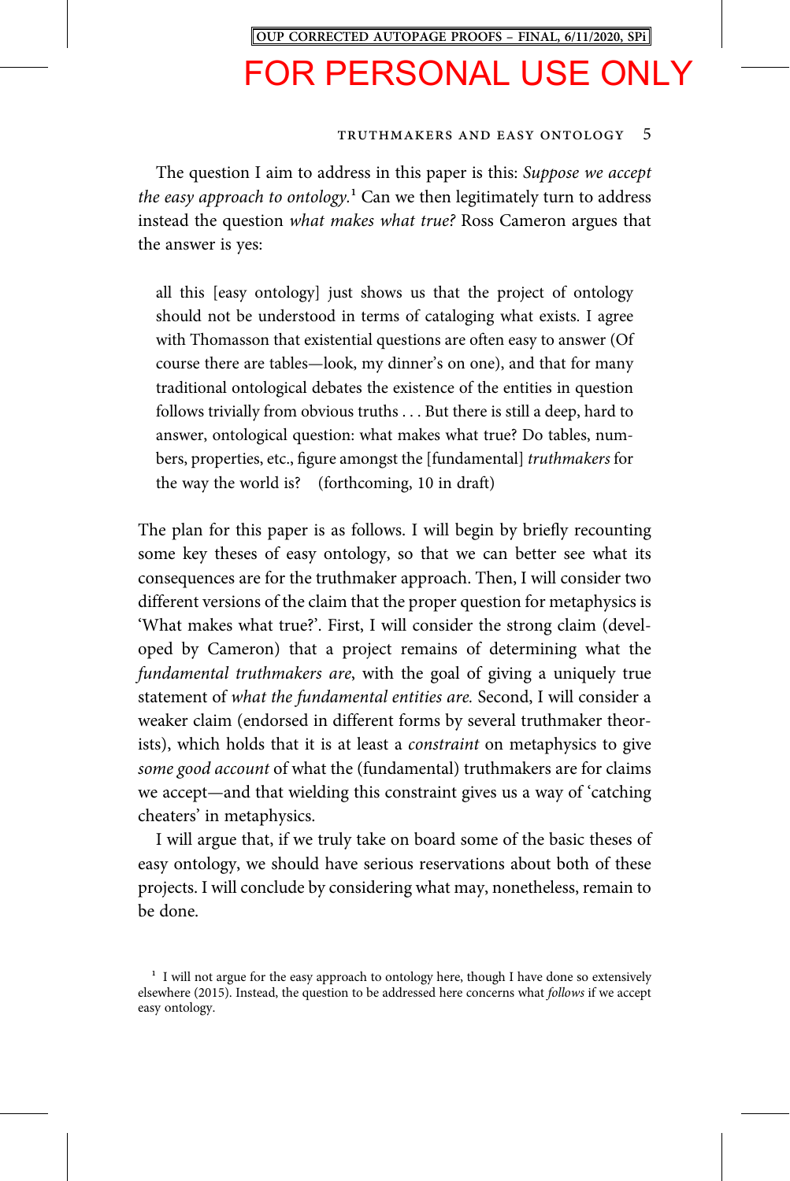The question I aim to address in this paper is this: *Suppose we accept the easy approach to ontology.*[1] Can we then legitimately turn to address instead the question *what makes what true?* Ross Cameron argues that the answer is yes:

> all this [easy ontology] just shows us that the project of ontology should not be understood in terms of cataloging what exists. I agree with Thomasson that existential questions are often easy to answer (Of course there are tables—look, my dinner's on one), and that for many traditional ontological debates the existence of the entities in question follows trivially from obvious truths . . . But there is still a deep, hard to answer, ontological question: what makes what true? Do tables, numbers, properties, etc., figure amongst the [fundamental] *truthmakers* for the way the world is? (forthcoming, 10 in draft)

The plan for this paper is as follows. I will begin by briefly recounting some key theses of easy ontology, so that we can better see what its consequences are for the truthmaker approach. Then, I will consider two different versions of the claim that the proper question for metaphysics is 'What makes what true?'. First, I will consider the strong claim (developed by Cameron) that a project remains of determining what the *fundamental truthmakers are*, with the goal of giving a uniquely true statement of *what the fundamental entities are.* Second, I will consider a weaker claim (endorsed in different forms by several truthmaker theorists), which holds that it is at least a *constraint* on metaphysics to give *some good account* of what the (fundamental) truthmakers are for claims we accept—and that wielding this constraint gives us a way of 'catching cheaters' in metaphysics.

I will argue that, if we truly take on board some of the basic theses of easy ontology, we should have serious reservations about both of these projects. I will conclude by considering what may, nonetheless, remain to be done.

[1] I will not argue for the easy approach to ontology here, though I have done so extensively elsewhere (2015). Instead, the question to be addressed here concerns what *follows* if we accept easy ontology.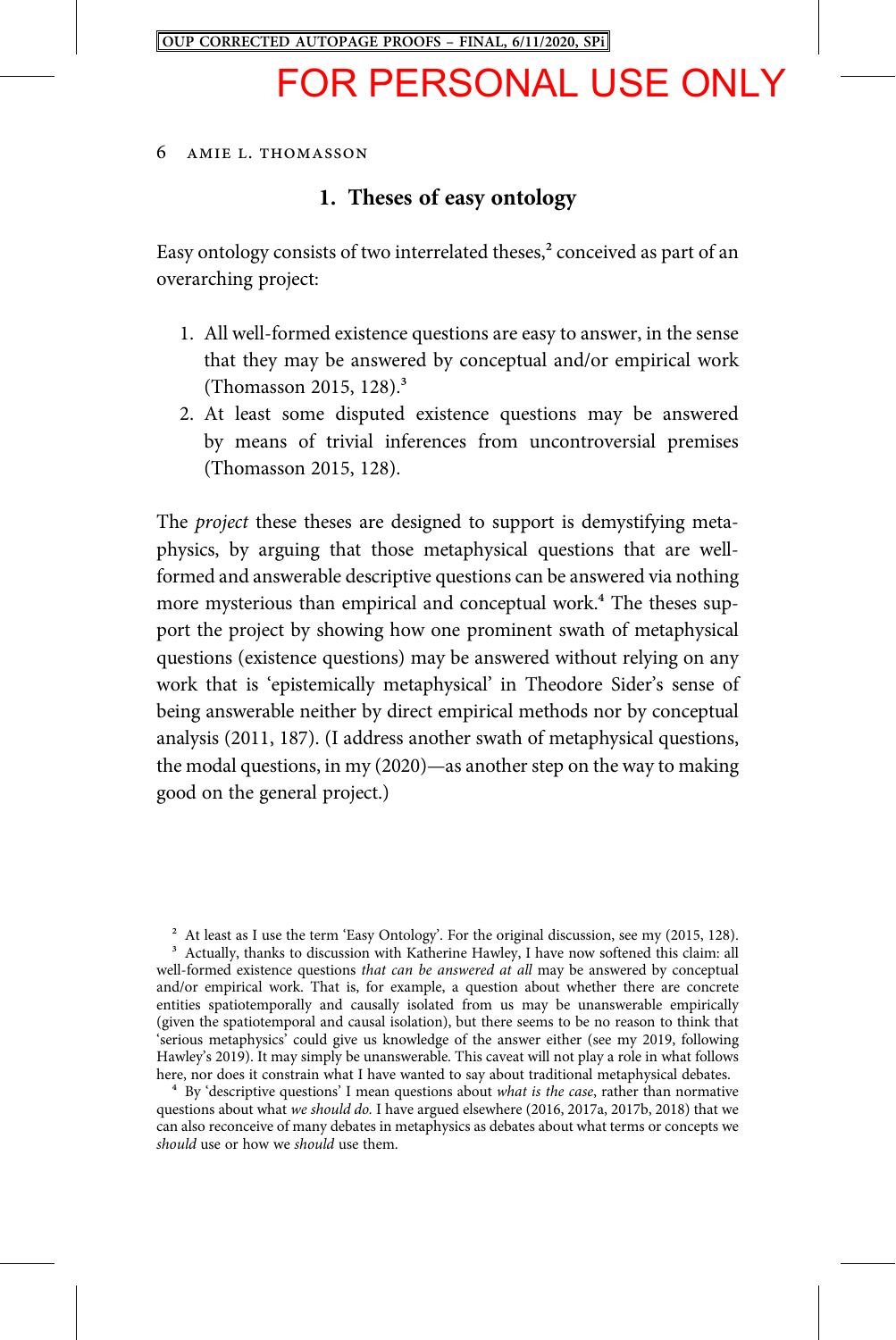## 1. Theses of easy ontology

Easy ontology consists of two interrelated theses,[2] conceived as part of an overarching project:

1. All well-formed existence questions are easy to answer, in the sense that they may be answered by conceptual and/or empirical work (Thomasson 2015, 128).[3]
2. At least some disputed existence questions may be answered by means of trivial inferences from uncontroversial premises (Thomasson 2015, 128).

The *project* these theses are designed to support is demystifying metaphysics, by arguing that those metaphysical questions that are well-formed and answerable descriptive questions can be answered via nothing more mysterious than empirical and conceptual work.[4] The theses support the project by showing how one prominent swath of metaphysical questions (existence questions) may be answered without relying on any work that is 'epistemically metaphysical' in Theodore Sider's sense of being answerable neither by direct empirical methods nor by conceptual analysis (2011, 187). (I address another swath of metaphysical questions, the modal questions, in my (2020)—as another step on the way to making good on the general project.)

[2] At least as I use the term 'Easy Ontology'. For the original discussion, see my (2015, 128).

[3] Actually, thanks to discussion with Katherine Hawley, I have now softened this claim: all well-formed existence questions *that can be answered at all* may be answered by conceptual and/or empirical work. That is, for example, a question about whether there are concrete entities spatiotemporally and causally isolated from us may be unanswerable empirically (given the spatiotemporal and causal isolation), but there seems to be no reason to think that 'serious metaphysics' could give us knowledge of the answer either (see my 2019, following Hawley's 2019). It may simply be unanswerable. This caveat will not play a role in what follows here, nor does it constrain what I have wanted to say about traditional metaphysical debates.

[4] By 'descriptive questions' I mean questions about *what is the case*, rather than normative questions about what *we should do*. I have argued elsewhere (2016, 2017a, 2017b, 2018) that we can also reconceive of many debates in metaphysics as debates about what terms or concepts we *should* use or how we *should* use them.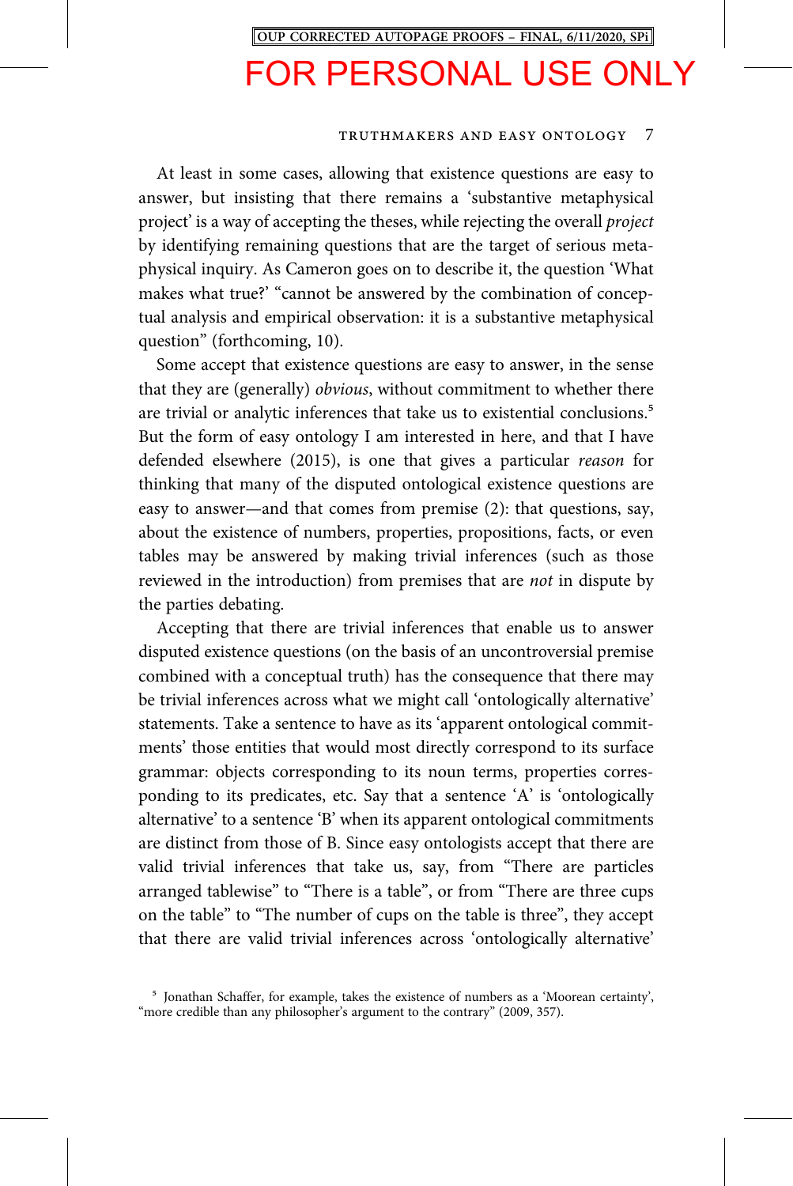At least in some cases, allowing that existence questions are easy to answer, but insisting that there remains a 'substantive metaphysical project' is a way of accepting the theses, while rejecting the overall *project* by identifying remaining questions that are the target of serious metaphysical inquiry. As Cameron goes on to describe it, the question 'What makes what true?' "cannot be answered by the combination of conceptual analysis and empirical observation: it is a substantive metaphysical question" (forthcoming, 10).

Some accept that existence questions are easy to answer, in the sense that they are (generally) *obvious*, without commitment to whether there are trivial or analytic inferences that take us to existential conclusions.[5] But the form of easy ontology I am interested in here, and that I have defended elsewhere (2015), is one that gives a particular *reason* for thinking that many of the disputed ontological existence questions are easy to answer—and that comes from premise (2): that questions, say, about the existence of numbers, properties, propositions, facts, or even tables may be answered by making trivial inferences (such as those reviewed in the introduction) from premises that are *not* in dispute by the parties debating.

Accepting that there are trivial inferences that enable us to answer disputed existence questions (on the basis of an uncontroversial premise combined with a conceptual truth) has the consequence that there may be trivial inferences across what we might call 'ontologically alternative' statements. Take a sentence to have as its 'apparent ontological commitments' those entities that would most directly correspond to its surface grammar: objects corresponding to its noun terms, properties corresponding to its predicates, etc. Say that a sentence 'A' is 'ontologically alternative' to a sentence 'B' when its apparent ontological commitments are distinct from those of B. Since easy ontologists accept that there are valid trivial inferences that take us, say, from "There are particles arranged tablewise" to "There is a table", or from "There are three cups on the table" to "The number of cups on the table is three", they accept that there are valid trivial inferences across 'ontologically alternative'

[5] Jonathan Schaffer, for example, takes the existence of numbers as a 'Moorean certainty', "more credible than any philosopher's argument to the contrary" (2009, 357).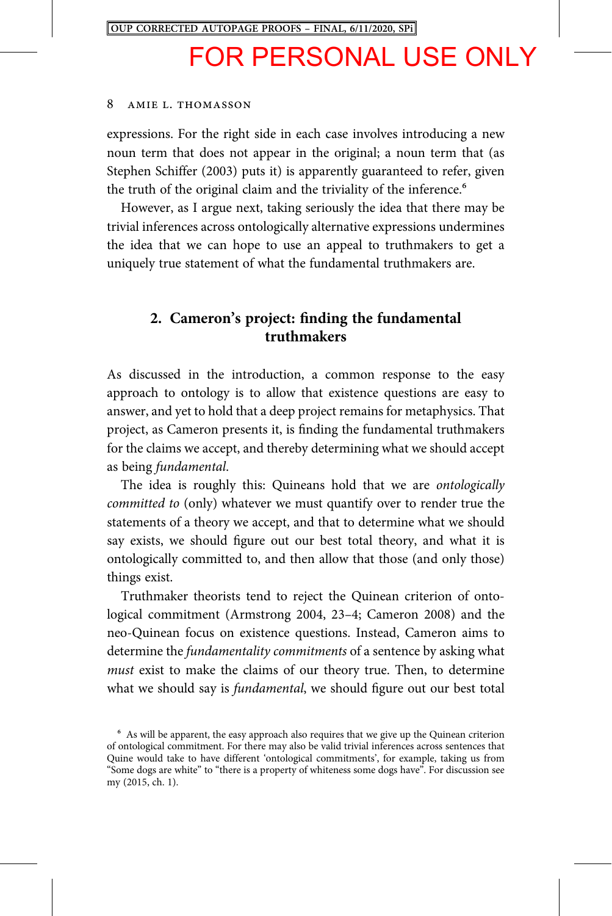expressions. For the right side in each case involves introducing a new noun term that does not appear in the original; a noun term that (as Stephen Schiffer (2003) puts it) is apparently guaranteed to refer, given the truth of the original claim and the triviality of the inference.[6]

However, as I argue next, taking seriously the idea that there may be trivial inferences across ontologically alternative expressions undermines the idea that we can hope to use an appeal to truthmakers to get a uniquely true statement of what the fundamental truthmakers are.

## 2. Cameron's project: finding the fundamental truthmakers

As discussed in the introduction, a common response to the easy approach to ontology is to allow that existence questions are easy to answer, and yet to hold that a deep project remains for metaphysics. That project, as Cameron presents it, is finding the fundamental truthmakers for the claims we accept, and thereby determining what we should accept as being *fundamental*.

The idea is roughly this: Quineans hold that we are *ontologically committed to* (only) whatever we must quantify over to render true the statements of a theory we accept, and that to determine what we should say exists, we should figure out our best total theory, and what it is ontologically committed to, and then allow that those (and only those) things exist.

Truthmaker theorists tend to reject the Quinean criterion of ontological commitment (Armstrong 2004, 23–4; Cameron 2008) and the neo-Quinean focus on existence questions. Instead, Cameron aims to determine the *fundamentality commitments* of a sentence by asking what *must* exist to make the claims of our theory true. Then, to determine what we should say is *fundamental*, we should figure out our best total

[6] As will be apparent, the easy approach also requires that we give up the Quinean criterion of ontological commitment. For there may also be valid trivial inferences across sentences that Quine would take to have different 'ontological commitments', for example, taking us from "Some dogs are white" to "there is a property of whiteness some dogs have". For discussion see my (2015, ch. 1).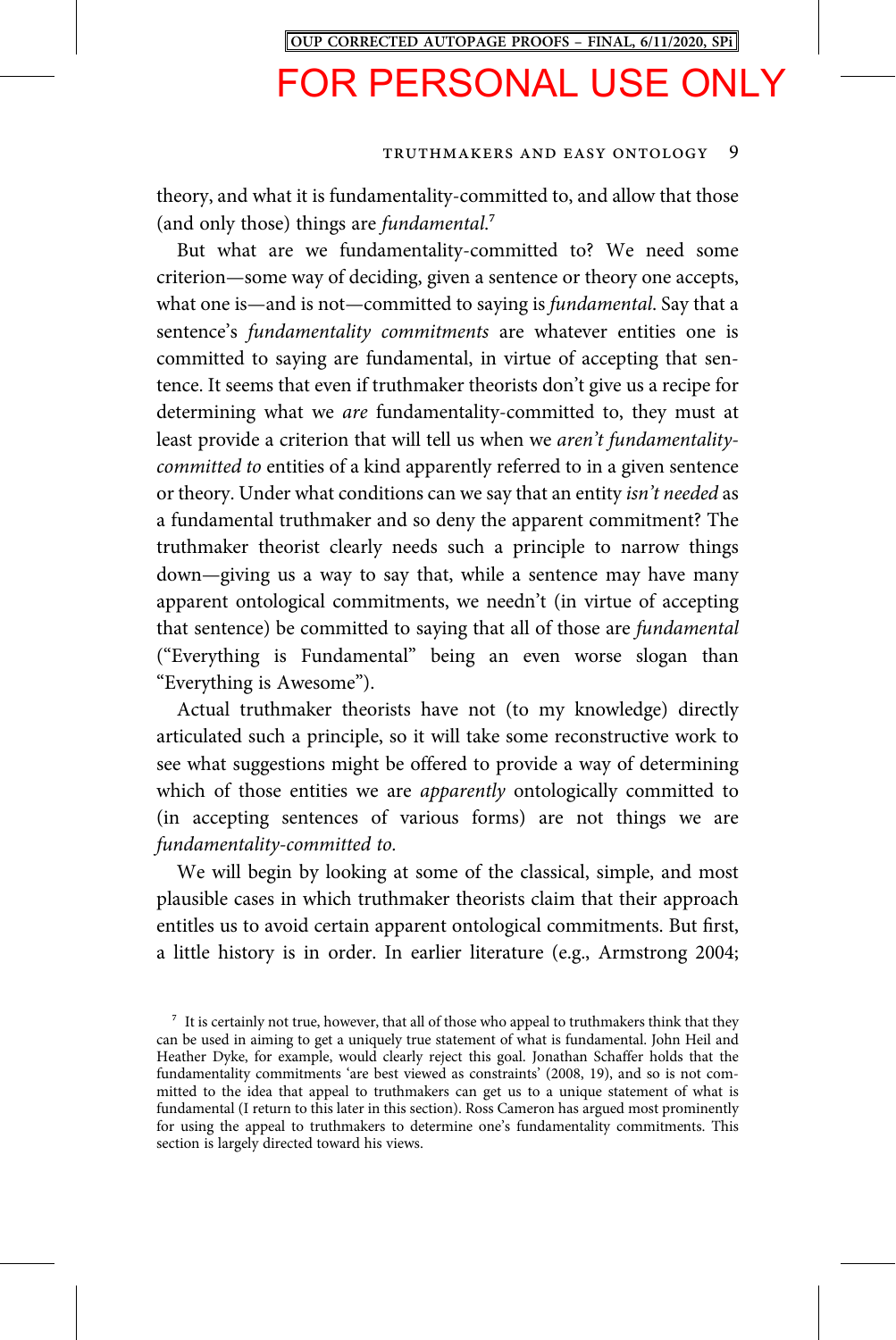theory, and what it is fundamentality-committed to, and allow that those (and only those) things are *fundamental*.[7]

But what are we fundamentality-committed to? We need some criterion—some way of deciding, given a sentence or theory one accepts, what one is—and is not—committed to saying is *fundamental*. Say that a sentence's *fundamentality commitments* are whatever entities one is committed to saying are fundamental, in virtue of accepting that sentence. It seems that even if truthmaker theorists don't give us a recipe for determining what we *are* fundamentality-committed to, they must at least provide a criterion that will tell us when we *aren't fundamentality-committed to* entities of a kind apparently referred to in a given sentence or theory. Under what conditions can we say that an entity *isn't needed* as a fundamental truthmaker and so deny the apparent commitment? The truthmaker theorist clearly needs such a principle to narrow things down—giving us a way to say that, while a sentence may have many apparent ontological commitments, we needn't (in virtue of accepting that sentence) be committed to saying that all of those are *fundamental* ("Everything is Fundamental" being an even worse slogan than "Everything is Awesome").

Actual truthmaker theorists have not (to my knowledge) directly articulated such a principle, so it will take some reconstructive work to see what suggestions might be offered to provide a way of determining which of those entities we are *apparently* ontologically committed to (in accepting sentences of various forms) are not things we are *fundamentality-committed to.*

We will begin by looking at some of the classical, simple, and most plausible cases in which truthmaker theorists claim that their approach entitles us to avoid certain apparent ontological commitments. But first, a little history is in order. In earlier literature (e.g., Armstrong 2004;

[7] It is certainly not true, however, that all of those who appeal to truthmakers think that they can be used in aiming to get a uniquely true statement of what is fundamental. John Heil and Heather Dyke, for example, would clearly reject this goal. Jonathan Schaffer holds that the fundamentality commitments 'are best viewed as constraints' (2008, 19), and so is not committed to the idea that appeal to truthmakers can get us to a unique statement of what is fundamental (I return to this later in this section). Ross Cameron has argued most prominently for using the appeal to truthmakers to determine one's fundamentality commitments. This section is largely directed toward his views.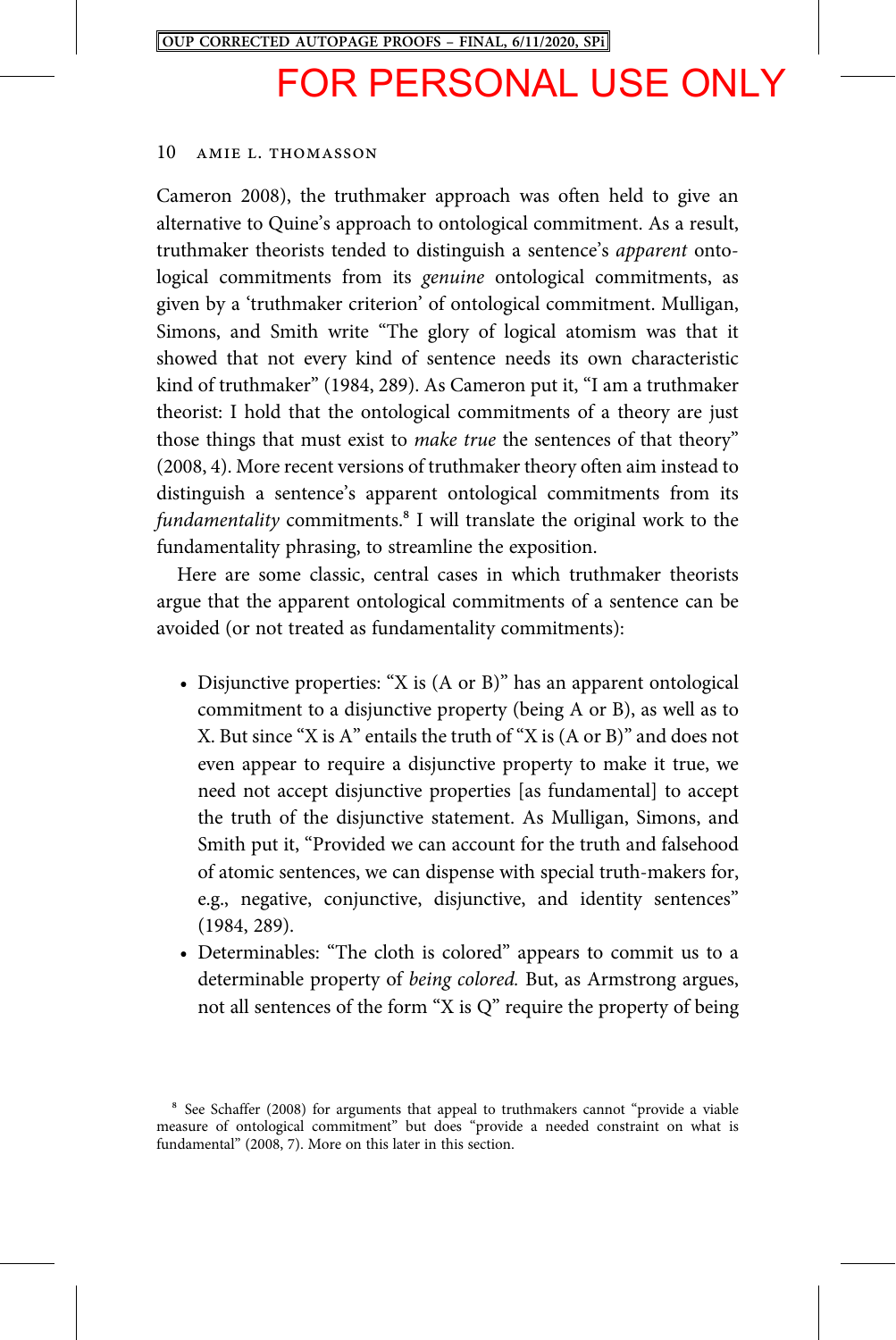Cameron 2008), the truthmaker approach was often held to give an alternative to Quine's approach to ontological commitment. As a result, truthmaker theorists tended to distinguish a sentence's *apparent* ontological commitments from its *genuine* ontological commitments, as given by a 'truthmaker criterion' of ontological commitment. Mulligan, Simons, and Smith write "The glory of logical atomism was that it showed that not every kind of sentence needs its own characteristic kind of truthmaker" (1984, 289). As Cameron put it, "I am a truthmaker theorist: I hold that the ontological commitments of a theory are just those things that must exist to *make true* the sentences of that theory" (2008, 4). More recent versions of truthmaker theory often aim instead to distinguish a sentence's apparent ontological commitments from its *fundamentality* commitments.[8] I will translate the original work to the fundamentality phrasing, to streamline the exposition.

Here are some classic, central cases in which truthmaker theorists argue that the apparent ontological commitments of a sentence can be avoided (or not treated as fundamentality commitments):

- Disjunctive properties: "X is (A or B)" has an apparent ontological commitment to a disjunctive property (being A or B), as well as to X. But since "X is A" entails the truth of "X is (A or B)" and does not even appear to require a disjunctive property to make it true, we need not accept disjunctive properties [as fundamental] to accept the truth of the disjunctive statement. As Mulligan, Simons, and Smith put it, "Provided we can account for the truth and falsehood of atomic sentences, we can dispense with special truth-makers for, e.g., negative, conjunctive, disjunctive, and identity sentences" (1984, 289).
- Determinables: "The cloth is colored" appears to commit us to a determinable property of *being colored.* But, as Armstrong argues, not all sentences of the form "X is Q" require the property of being

[8] See Schaffer (2008) for arguments that appeal to truthmakers cannot "provide a viable measure of ontological commitment" but does "provide a needed constraint on what is fundamental" (2008, 7). More on this later in this section.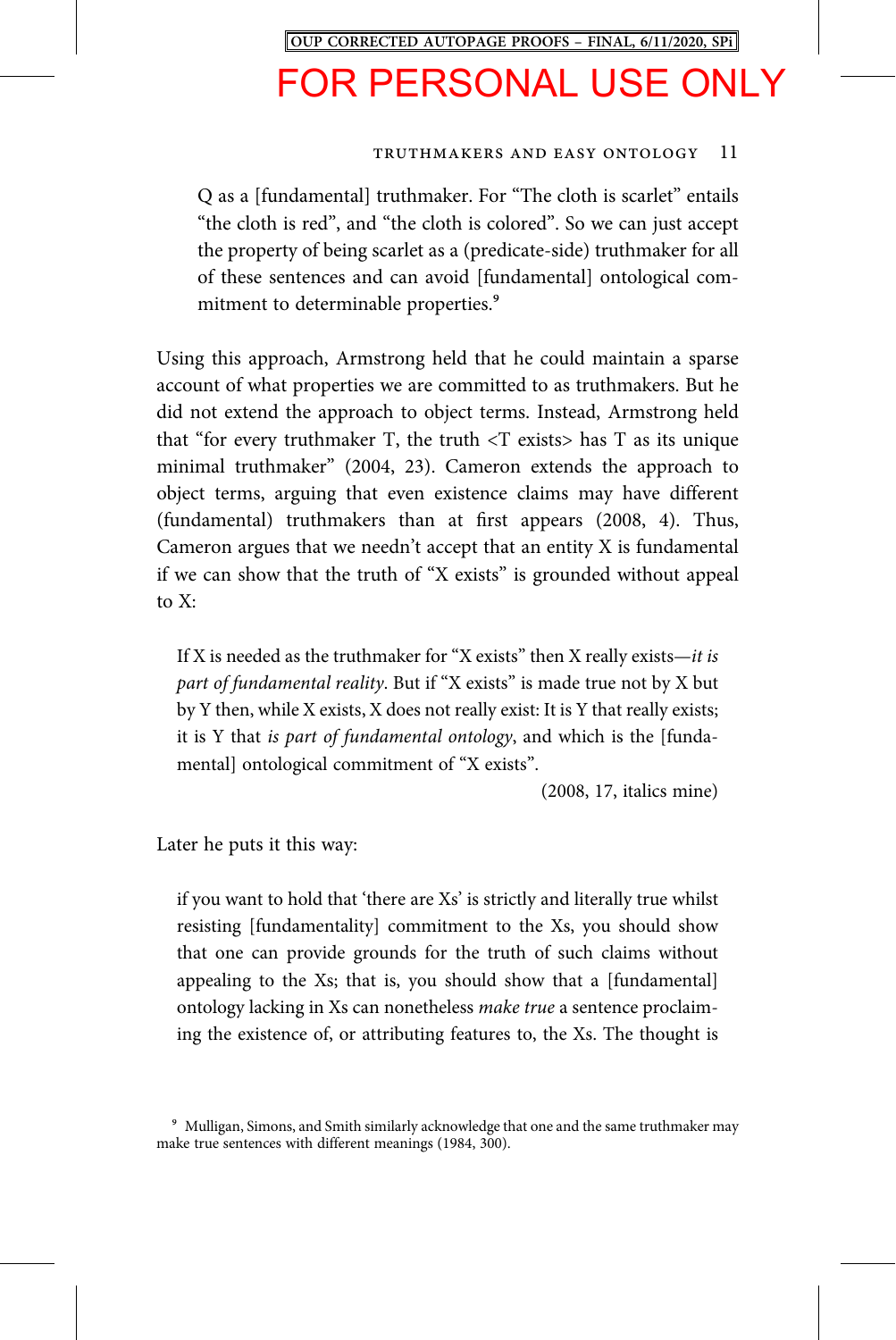> Q as a [fundamental] truthmaker. For "The cloth is scarlet" entails "the cloth is red", and "the cloth is colored". So we can just accept the property of being scarlet as a (predicate-side) truthmaker for all of these sentences and can avoid [fundamental] ontological commitment to determinable properties.[9]

Using this approach, Armstrong held that he could maintain a sparse account of what properties we are committed to as truthmakers. But he did not extend the approach to object terms. Instead, Armstrong held that "for every truthmaker T, the truth <T exists> has T as its unique minimal truthmaker" (2004, 23). Cameron extends the approach to object terms, arguing that even existence claims may have different (fundamental) truthmakers than at first appears (2008, 4). Thus, Cameron argues that we needn't accept that an entity X is fundamental if we can show that the truth of "X exists" is grounded without appeal to X:

> If X is needed as the truthmaker for "X exists" then X really exists—*it is part of fundamental reality*. But if "X exists" is made true not by X but by Y then, while X exists, X does not really exist: It is Y that really exists; it is Y that *is part of fundamental ontology*, and which is the [fundamental] ontological commitment of "X exists".
>
> (2008, 17, italics mine)

Later he puts it this way:

> if you want to hold that 'there are Xs' is strictly and literally true whilst resisting [fundamentality] commitment to the Xs, you should show that one can provide grounds for the truth of such claims without appealing to the Xs; that is, you should show that a [fundamental] ontology lacking in Xs can nonetheless *make true* a sentence proclaiming the existence of, or attributing features to, the Xs. The thought is

[9] Mulligan, Simons, and Smith similarly acknowledge that one and the same truthmaker may make true sentences with different meanings (1984, 300).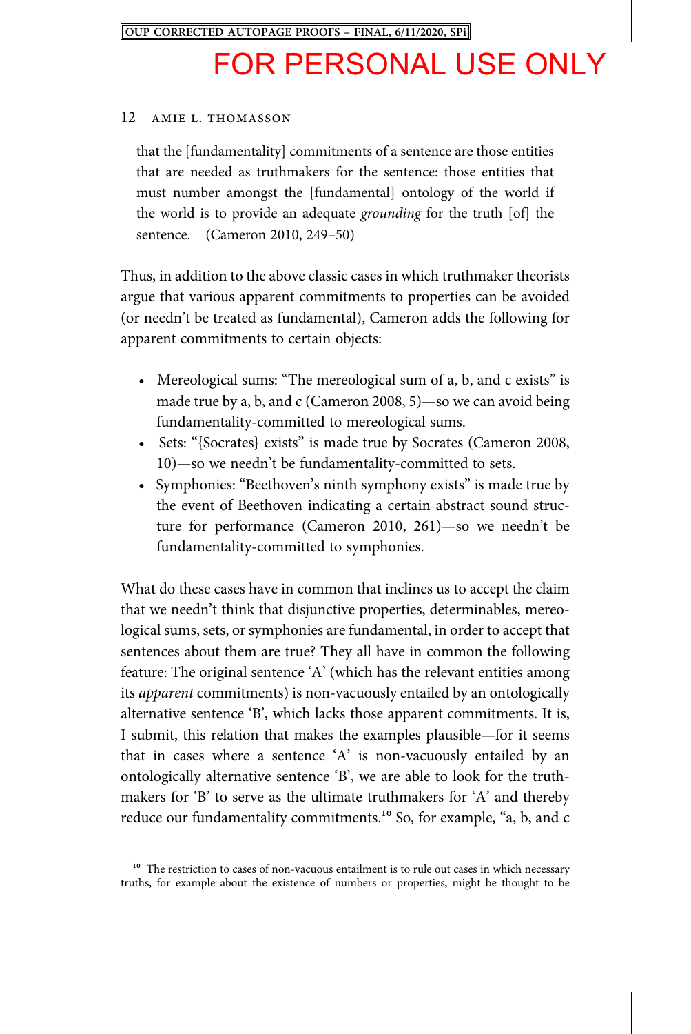that the [fundamentality] commitments of a sentence are those entities that are needed as truthmakers for the sentence: those entities that must number amongst the [fundamental] ontology of the world if the world is to provide an adequate *grounding* for the truth [of] the sentence. (Cameron 2010, 249–50)

Thus, in addition to the above classic cases in which truthmaker theorists argue that various apparent commitments to properties can be avoided (or needn't be treated as fundamental), Cameron adds the following for apparent commitments to certain objects:

- Mereological sums: "The mereological sum of a, b, and c exists" is made true by a, b, and c (Cameron 2008, 5)—so we can avoid being fundamentality-committed to mereological sums.
- Sets: "{Socrates} exists" is made true by Socrates (Cameron 2008, 10)—so we needn't be fundamentality-committed to sets.
- Symphonies: "Beethoven's ninth symphony exists" is made true by the event of Beethoven indicating a certain abstract sound structure for performance (Cameron 2010, 261)—so we needn't be fundamentality-committed to symphonies.

What do these cases have in common that inclines us to accept the claim that we needn't think that disjunctive properties, determinables, mereological sums, sets, or symphonies are fundamental, in order to accept that sentences about them are true? They all have in common the following feature: The original sentence 'A' (which has the relevant entities among its *apparent* commitments) is non-vacuously entailed by an ontologically alternative sentence 'B', which lacks those apparent commitments. It is, I submit, this relation that makes the examples plausible—for it seems that in cases where a sentence 'A' is non-vacuously entailed by an ontologically alternative sentence 'B', we are able to look for the truthmakers for 'B' to serve as the ultimate truthmakers for 'A' and thereby reduce our fundamentality commitments.[10] So, for example, "a, b, and c

[10] The restriction to cases of non-vacuous entailment is to rule out cases in which necessary truths, for example about the existence of numbers or properties, might be thought to be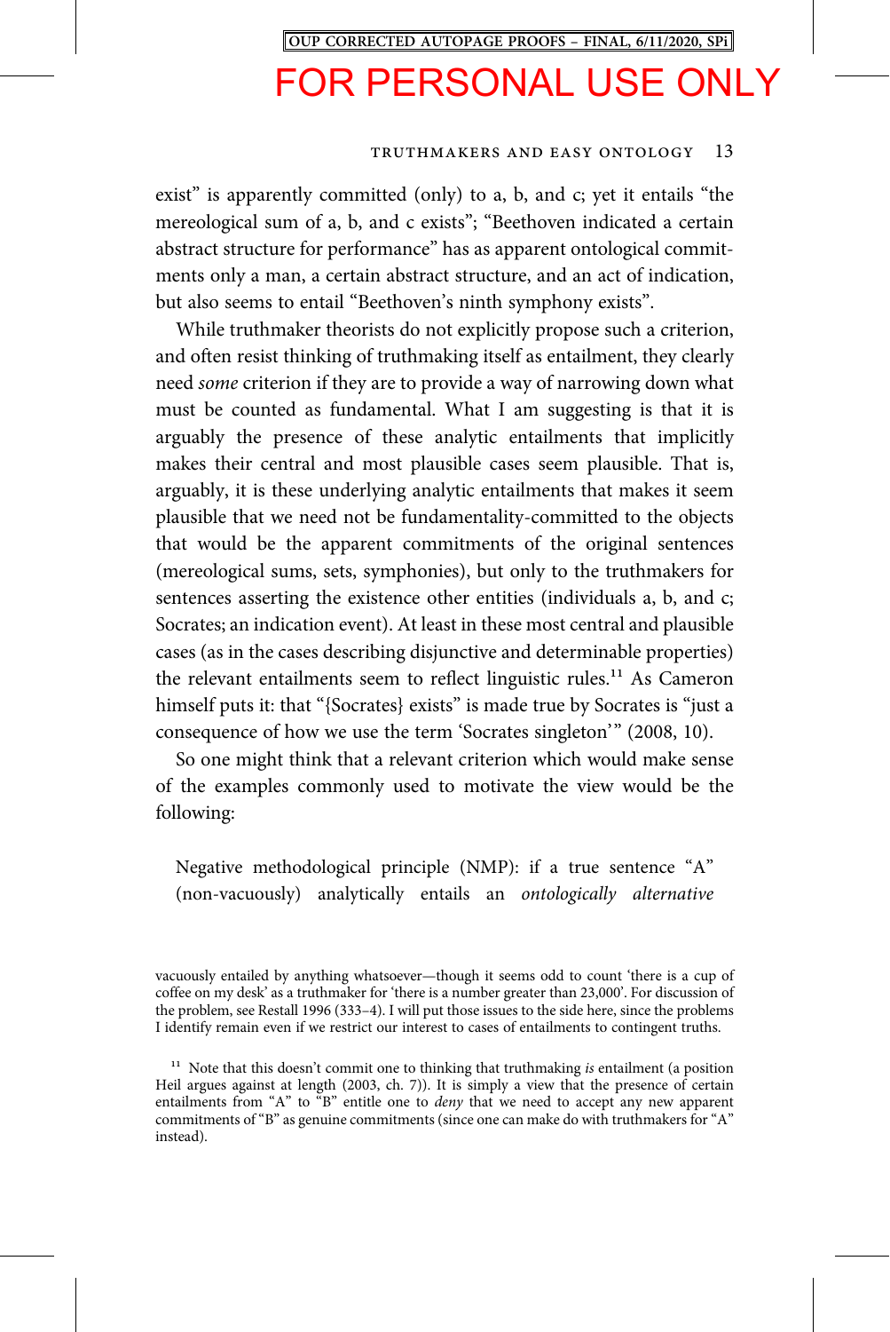exist" is apparently committed (only) to a, b, and c; yet it entails "the mereological sum of a, b, and c exists"; "Beethoven indicated a certain abstract structure for performance" has as apparent ontological commitments only a man, a certain abstract structure, and an act of indication, but also seems to entail "Beethoven's ninth symphony exists".

While truthmaker theorists do not explicitly propose such a criterion, and often resist thinking of truthmaking itself as entailment, they clearly need *some* criterion if they are to provide a way of narrowing down what must be counted as fundamental. What I am suggesting is that it is arguably the presence of these analytic entailments that implicitly makes their central and most plausible cases seem plausible. That is, arguably, it is these underlying analytic entailments that makes it seem plausible that we need not be fundamentality-committed to the objects that would be the apparent commitments of the original sentences (mereological sums, sets, symphonies), but only to the truthmakers for sentences asserting the existence other entities (individuals a, b, and c; Socrates; an indication event). At least in these most central and plausible cases (as in the cases describing disjunctive and determinable properties) the relevant entailments seem to reflect linguistic rules.[11] As Cameron himself puts it: that "{Socrates} exists" is made true by Socrates is "just a consequence of how we use the term 'Socrates singleton'" (2008, 10).

So one might think that a relevant criterion which would make sense of the examples commonly used to motivate the view would be the following:

Negative methodological principle (NMP): if a true sentence "A" (non-vacuously) analytically entails an *ontologically alternative*

vacuously entailed by anything whatsoever—though it seems odd to count 'there is a cup of coffee on my desk' as a truthmaker for 'there is a number greater than 23,000'. For discussion of the problem, see Restall 1996 (333–4). I will put those issues to the side here, since the problems I identify remain even if we restrict our interest to cases of entailments to contingent truths.

[11] Note that this doesn't commit one to thinking that truthmaking *is* entailment (a position Heil argues against at length (2003, ch. 7)). It is simply a view that the presence of certain entailments from "A" to "B" entitle one to *deny* that we need to accept any new apparent commitments of "B" as genuine commitments (since one can make do with truthmakers for "A" instead).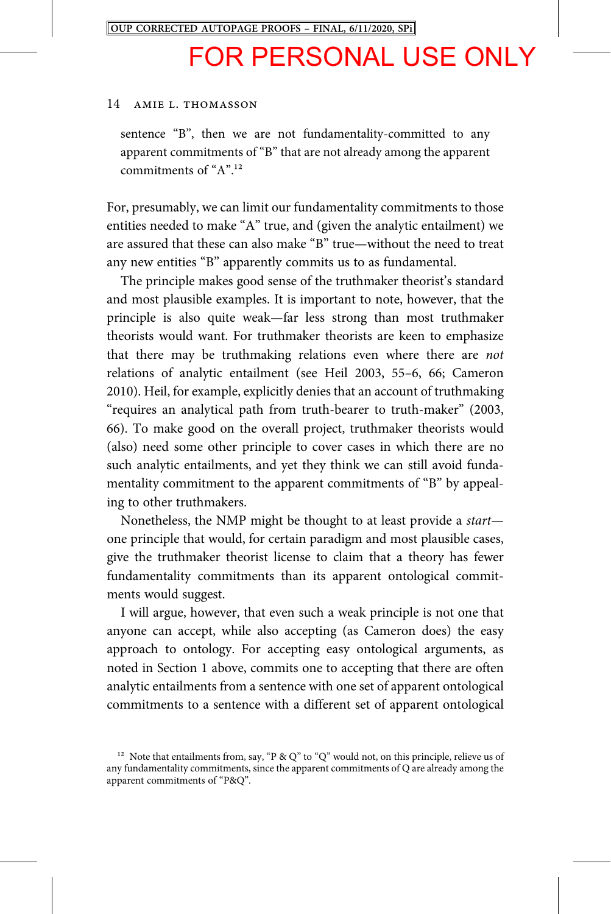sentence "B", then we are not fundamentality-committed to any apparent commitments of "B" that are not already among the apparent commitments of "A".[12]

For, presumably, we can limit our fundamentality commitments to those entities needed to make "A" true, and (given the analytic entailment) we are assured that these can also make "B" true—without the need to treat any new entities "B" apparently commits us to as fundamental.

The principle makes good sense of the truthmaker theorist's standard and most plausible examples. It is important to note, however, that the principle is also quite weak—far less strong than most truthmaker theorists would want. For truthmaker theorists are keen to emphasize that there may be truthmaking relations even where there are *not* relations of analytic entailment (see Heil 2003, 55–6, 66; Cameron 2010). Heil, for example, explicitly denies that an account of truthmaking "requires an analytical path from truth-bearer to truth-maker" (2003, 66). To make good on the overall project, truthmaker theorists would (also) need some other principle to cover cases in which there are no such analytic entailments, and yet they think we can still avoid fundamentality commitment to the apparent commitments of "B" by appealing to other truthmakers.

Nonetheless, the NMP might be thought to at least provide a *start*—one principle that would, for certain paradigm and most plausible cases, give the truthmaker theorist license to claim that a theory has fewer fundamentality commitments than its apparent ontological commitments would suggest.

I will argue, however, that even such a weak principle is not one that anyone can accept, while also accepting (as Cameron does) the easy approach to ontology. For accepting easy ontological arguments, as noted in Section 1 above, commits one to accepting that there are often analytic entailments from a sentence with one set of apparent ontological commitments to a sentence with a different set of apparent ontological

[12] Note that entailments from, say, "P & Q" to "Q" would not, on this principle, relieve us of any fundamentality commitments, since the apparent commitments of Q are already among the apparent commitments of "P&Q".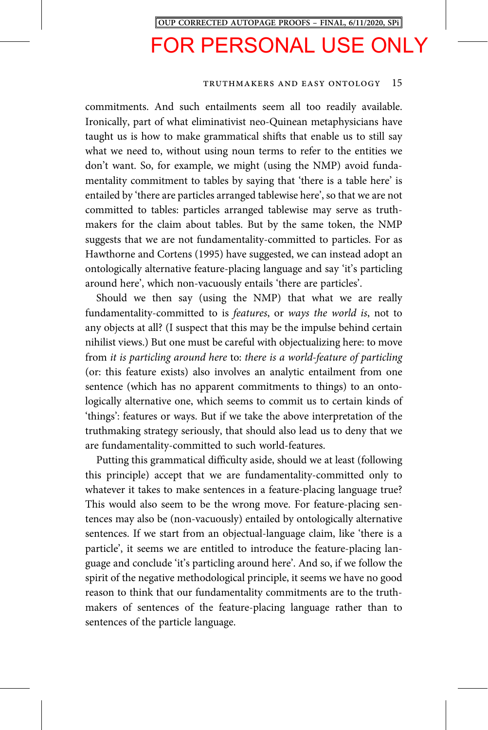commitments. And such entailments seem all too readily available. Ironically, part of what eliminativist neo-Quinean metaphysicians have taught us is how to make grammatical shifts that enable us to still say what we need to, without using noun terms to refer to the entities we don't want. So, for example, we might (using the NMP) avoid fundamentality commitment to tables by saying that 'there is a table here' is entailed by 'there are particles arranged tablewise here', so that we are not committed to tables: particles arranged tablewise may serve as truthmakers for the claim about tables. But by the same token, the NMP suggests that we are not fundamentality-committed to particles. For as Hawthorne and Cortens (1995) have suggested, we can instead adopt an ontologically alternative feature-placing language and say 'it's particling around here', which non-vacuously entails 'there are particles'.

Should we then say (using the NMP) that what we are really fundamentality-committed to is *features*, or *ways the world is*, not to any objects at all? (I suspect that this may be the impulse behind certain nihilist views.) But one must be careful with objectualizing here: to move from *it is particling around here* to: *there is a world-feature of particling* (or: this feature exists) also involves an analytic entailment from one sentence (which has no apparent commitments to things) to an ontologically alternative one, which seems to commit us to certain kinds of 'things': features or ways. But if we take the above interpretation of the truthmaking strategy seriously, that should also lead us to deny that we are fundamentality-committed to such world-features.

Putting this grammatical difficulty aside, should we at least (following this principle) accept that we are fundamentality-committed only to whatever it takes to make sentences in a feature-placing language true? This would also seem to be the wrong move. For feature-placing sentences may also be (non-vacuously) entailed by ontologically alternative sentences. If we start from an objectual-language claim, like 'there is a particle', it seems we are entitled to introduce the feature-placing language and conclude 'it's particling around here'. And so, if we follow the spirit of the negative methodological principle, it seems we have no good reason to think that our fundamentality commitments are to the truthmakers of sentences of the feature-placing language rather than to sentences of the particle language.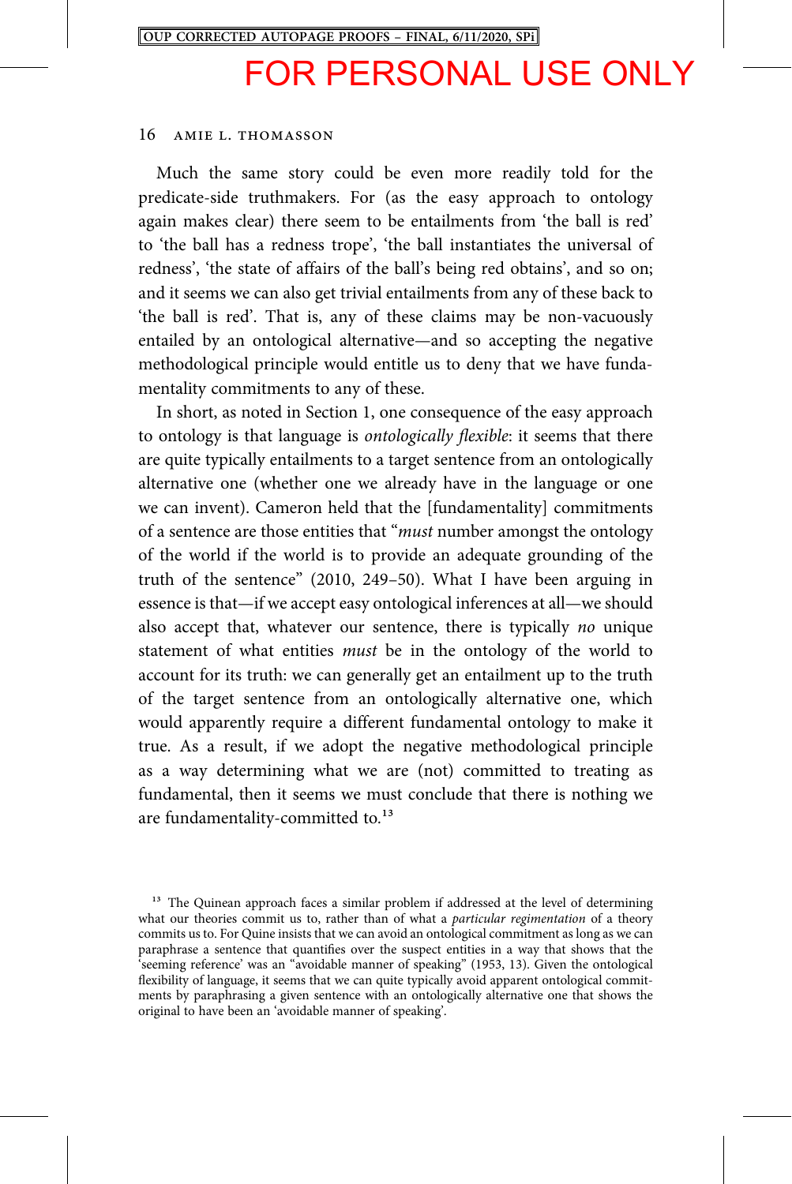Much the same story could be even more readily told for the predicate-side truthmakers. For (as the easy approach to ontology again makes clear) there seem to be entailments from 'the ball is red' to 'the ball has a redness trope', 'the ball instantiates the universal of redness', 'the state of affairs of the ball's being red obtains', and so on; and it seems we can also get trivial entailments from any of these back to 'the ball is red'. That is, any of these claims may be non-vacuously entailed by an ontological alternative—and so accepting the negative methodological principle would entitle us to deny that we have fundamentality commitments to any of these.

In short, as noted in Section 1, one consequence of the easy approach to ontology is that language is *ontologically flexible*: it seems that there are quite typically entailments to a target sentence from an ontologically alternative one (whether one we already have in the language or one we can invent). Cameron held that the [fundamentality] commitments of a sentence are those entities that "*must* number amongst the ontology of the world if the world is to provide an adequate grounding of the truth of the sentence" (2010, 249–50). What I have been arguing in essence is that—if we accept easy ontological inferences at all—we should also accept that, whatever our sentence, there is typically *no* unique statement of what entities *must* be in the ontology of the world to account for its truth: we can generally get an entailment up to the truth of the target sentence from an ontologically alternative one, which would apparently require a different fundamental ontology to make it true. As a result, if we adopt the negative methodological principle as a way determining what we are (not) committed to treating as fundamental, then it seems we must conclude that there is nothing we are fundamentality-committed to.[13]

[13] The Quinean approach faces a similar problem if addressed at the level of determining what our theories commit us to, rather than of what a *particular regimentation* of a theory commits us to. For Quine insists that we can avoid an ontological commitment as long as we can paraphrase a sentence that quantifies over the suspect entities in a way that shows that the 'seeming reference' was an "avoidable manner of speaking" (1953, 13). Given the ontological flexibility of language, it seems that we can quite typically avoid apparent ontological commitments by paraphrasing a given sentence with an ontologically alternative one that shows the original to have been an 'avoidable manner of speaking'.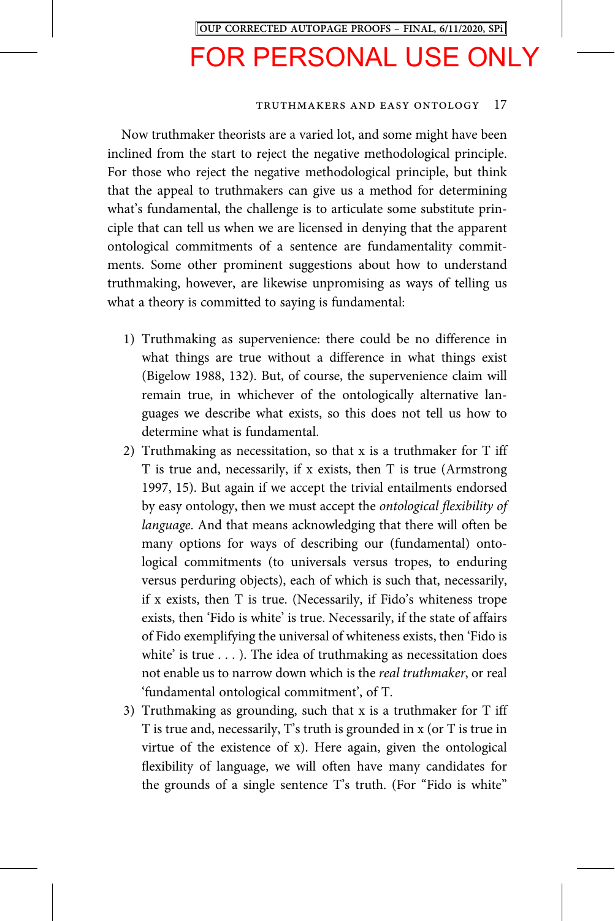Now truthmaker theorists are a varied lot, and some might have been inclined from the start to reject the negative methodological principle. For those who reject the negative methodological principle, but think that the appeal to truthmakers can give us a method for determining what's fundamental, the challenge is to articulate some substitute principle that can tell us when we are licensed in denying that the apparent ontological commitments of a sentence are fundamentality commitments. Some other prominent suggestions about how to understand truthmaking, however, are likewise unpromising as ways of telling us what a theory is committed to saying is fundamental:

1) Truthmaking as supervenience: there could be no difference in what things are true without a difference in what things exist (Bigelow 1988, 132). But, of course, the supervenience claim will remain true, in whichever of the ontologically alternative languages we describe what exists, so this does not tell us how to determine what is fundamental.
2) Truthmaking as necessitation, so that x is a truthmaker for T iff T is true and, necessarily, if x exists, then T is true (Armstrong 1997, 15). But again if we accept the trivial entailments endorsed by easy ontology, then we must accept the *ontological flexibility of language*. And that means acknowledging that there will often be many options for ways of describing our (fundamental) ontological commitments (to universals versus tropes, to enduring versus perduring objects), each of which is such that, necessarily, if x exists, then T is true. (Necessarily, if Fido's whiteness trope exists, then 'Fido is white' is true. Necessarily, if the state of affairs of Fido exemplifying the universal of whiteness exists, then 'Fido is white' is true . . . ). The idea of truthmaking as necessitation does not enable us to narrow down which is the *real truthmaker*, or real 'fundamental ontological commitment', of T.
3) Truthmaking as grounding, such that x is a truthmaker for T iff T is true and, necessarily, T's truth is grounded in x (or T is true in virtue of the existence of x). Here again, given the ontological flexibility of language, we will often have many candidates for the grounds of a single sentence T's truth. (For "Fido is white"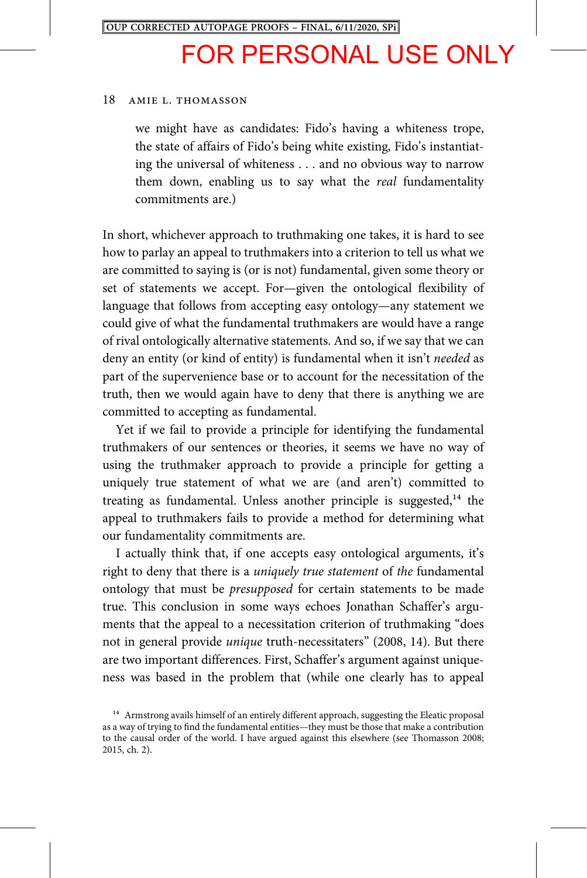we might have as candidates: Fido's having a whiteness trope, the state of affairs of Fido's being white existing, Fido's instantiating the universal of whiteness . . . and no obvious way to narrow them down, enabling us to say what the *real* fundamentality commitments are.)

In short, whichever approach to truthmaking one takes, it is hard to see how to parlay an appeal to truthmakers into a criterion to tell us what we are committed to saying is (or is not) fundamental, given some theory or set of statements we accept. For—given the ontological flexibility of language that follows from accepting easy ontology—any statement we could give of what the fundamental truthmakers are would have a range of rival ontologically alternative statements. And so, if we say that we can deny an entity (or kind of entity) is fundamental when it isn't *needed* as part of the supervenience base or to account for the necessitation of the truth, then we would again have to deny that there is anything we are committed to accepting as fundamental.

Yet if we fail to provide a principle for identifying the fundamental truthmakers of our sentences or theories, it seems we have no way of using the truthmaker approach to provide a principle for getting a uniquely true statement of what we are (and aren't) committed to treating as fundamental. Unless another principle is suggested,[14] the appeal to truthmakers fails to provide a method for determining what our fundamentality commitments are.

I actually think that, if one accepts easy ontological arguments, it's right to deny that there is a *uniquely true statement* of *the* fundamental ontology that must be *presupposed* for certain statements to be made true. This conclusion in some ways echoes Jonathan Schaffer's arguments that the appeal to a necessitation criterion of truthmaking "does not in general provide *unique* truth-necessitaters" (2008, 14). But there are two important differences. First, Schaffer's argument against uniqueness was based in the problem that (while one clearly has to appeal

[14] Armstrong avails himself of an entirely different approach, suggesting the Eleatic proposal as a way of trying to find the fundamental entities—they must be those that make a contribution to the causal order of the world. I have argued against this elsewhere (see Thomasson 2008; 2015, ch. 2).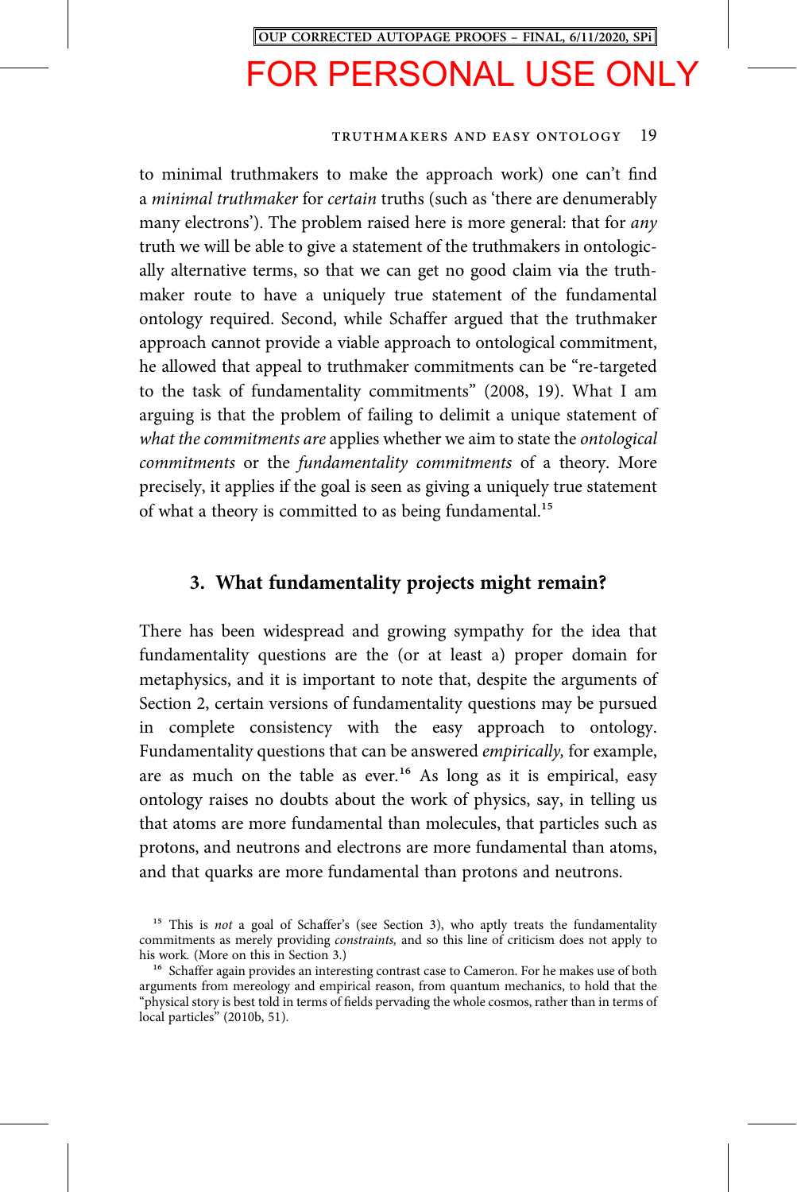to minimal truthmakers to make the approach work) one can't find a *minimal truthmaker* for *certain* truths (such as 'there are denumerably many electrons'). The problem raised here is more general: that for *any* truth we will be able to give a statement of the truthmakers in ontologically alternative terms, so that we can get no good claim via the truthmaker route to have a uniquely true statement of the fundamental ontology required. Second, while Schaffer argued that the truthmaker approach cannot provide a viable approach to ontological commitment, he allowed that appeal to truthmaker commitments can be "re-targeted to the task of fundamentality commitments" (2008, 19). What I am arguing is that the problem of failing to delimit a unique statement of *what the commitments are* applies whether we aim to state the *ontological commitments* or the *fundamentality commitments* of a theory. More precisely, it applies if the goal is seen as giving a uniquely true statement of what a theory is committed to as being fundamental.[15]

## 3. What fundamentality projects might remain?

There has been widespread and growing sympathy for the idea that fundamentality questions are the (or at least a) proper domain for metaphysics, and it is important to note that, despite the arguments of Section 2, certain versions of fundamentality questions may be pursued in complete consistency with the easy approach to ontology. Fundamentality questions that can be answered *empirically,* for example, are as much on the table as ever.[16] As long as it is empirical, easy ontology raises no doubts about the work of physics, say, in telling us that atoms are more fundamental than molecules, that particles such as protons, and neutrons and electrons are more fundamental than atoms, and that quarks are more fundamental than protons and neutrons.

[15] This is *not* a goal of Schaffer's (see Section 3), who aptly treats the fundamentality commitments as merely providing *constraints,* and so this line of criticism does not apply to his work. (More on this in Section 3.)

[16] Schaffer again provides an interesting contrast case to Cameron. For he makes use of both arguments from mereology and empirical reason, from quantum mechanics, to hold that the "physical story is best told in terms of fields pervading the whole cosmos, rather than in terms of local particles" (2010b, 51).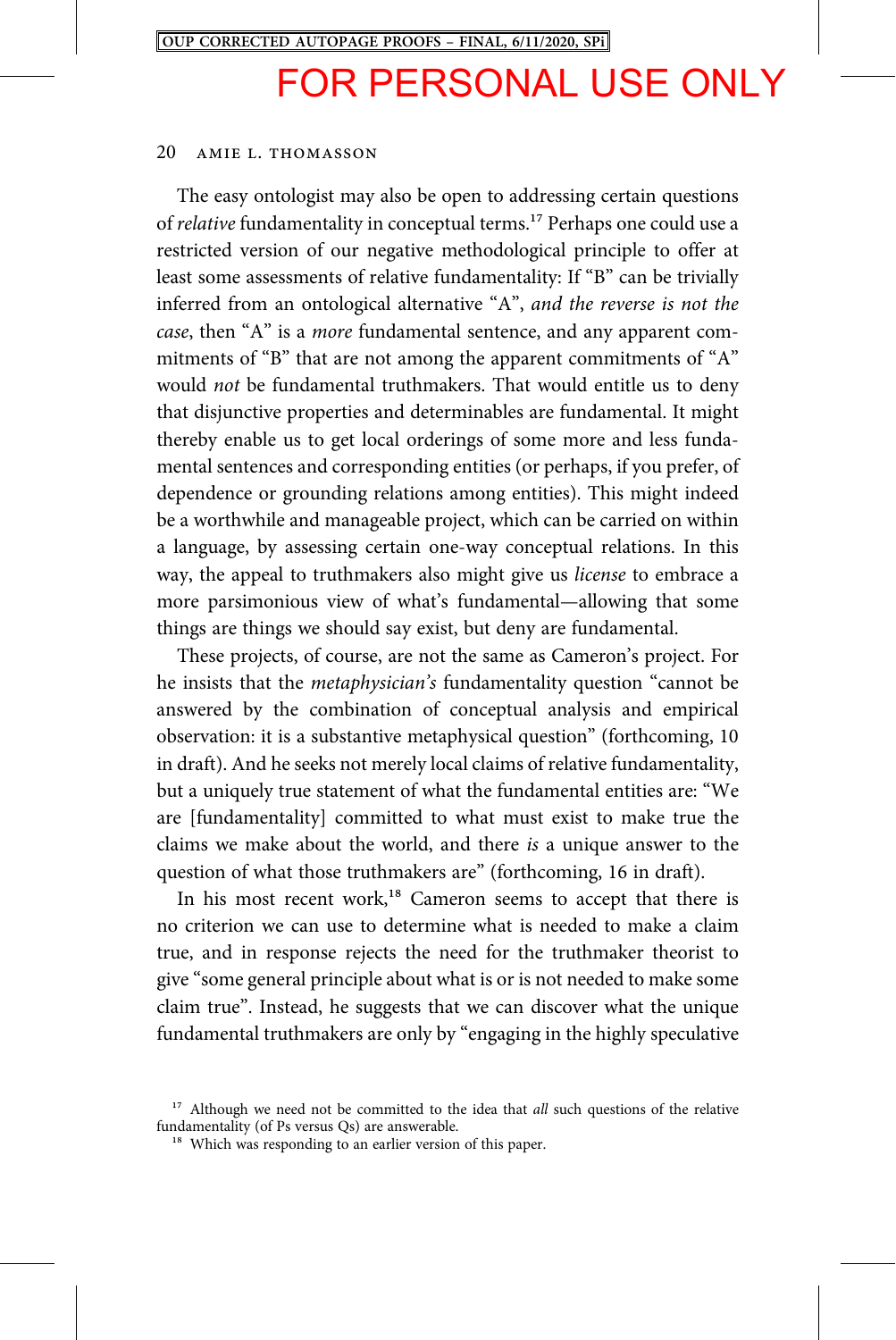The easy ontologist may also be open to addressing certain questions of *relative* fundamentality in conceptual terms.[17] Perhaps one could use a restricted version of our negative methodological principle to offer at least some assessments of relative fundamentality: If "B" can be trivially inferred from an ontological alternative "A", *and the reverse is not the case*, then "A" is a *more* fundamental sentence, and any apparent commitments of "B" that are not among the apparent commitments of "A" would *not* be fundamental truthmakers. That would entitle us to deny that disjunctive properties and determinables are fundamental. It might thereby enable us to get local orderings of some more and less fundamental sentences and corresponding entities (or perhaps, if you prefer, of dependence or grounding relations among entities). This might indeed be a worthwhile and manageable project, which can be carried on within a language, by assessing certain one-way conceptual relations. In this way, the appeal to truthmakers also might give us *license* to embrace a more parsimonious view of what's fundamental—allowing that some things are things we should say exist, but deny are fundamental.

These projects, of course, are not the same as Cameron's project. For he insists that the *metaphysician's* fundamentality question "cannot be answered by the combination of conceptual analysis and empirical observation: it is a substantive metaphysical question" (forthcoming, 10 in draft). And he seeks not merely local claims of relative fundamentality, but a uniquely true statement of what the fundamental entities are: "We are [fundamentality] committed to what must exist to make true the claims we make about the world, and there *is* a unique answer to the question of what those truthmakers are" (forthcoming, 16 in draft).

In his most recent work,[18] Cameron seems to accept that there is no criterion we can use to determine what is needed to make a claim true, and in response rejects the need for the truthmaker theorist to give "some general principle about what is or is not needed to make some claim true". Instead, he suggests that we can discover what the unique fundamental truthmakers are only by "engaging in the highly speculative

[17] Although we need not be committed to the idea that *all* such questions of the relative fundamentality (of Ps versus Qs) are answerable.

[18] Which was responding to an earlier version of this paper.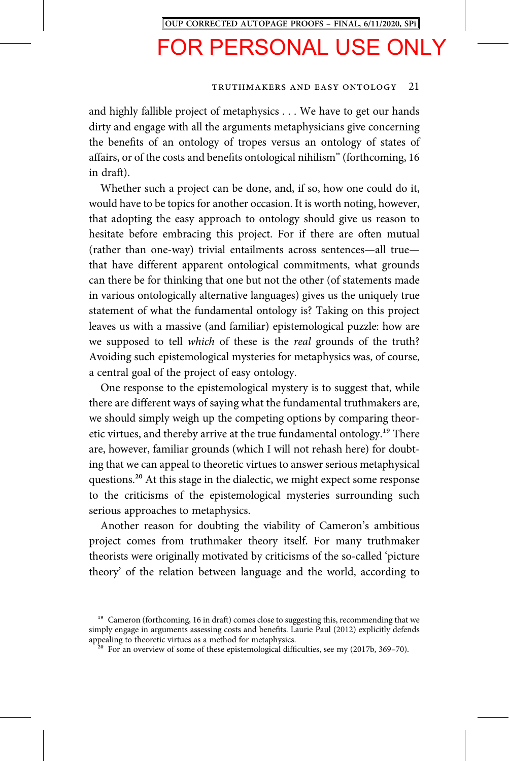and highly fallible project of metaphysics . . . We have to get our hands dirty and engage with all the arguments metaphysicians give concerning the benefits of an ontology of tropes versus an ontology of states of affairs, or of the costs and benefits ontological nihilism" (forthcoming, 16 in draft).

Whether such a project can be done, and, if so, how one could do it, would have to be topics for another occasion. It is worth noting, however, that adopting the easy approach to ontology should give us reason to hesitate before embracing this project. For if there are often mutual (rather than one-way) trivial entailments across sentences—all true—that have different apparent ontological commitments, what grounds can there be for thinking that one but not the other (of statements made in various ontologically alternative languages) gives us the uniquely true statement of what the fundamental ontology is? Taking on this project leaves us with a massive (and familiar) epistemological puzzle: how are we supposed to tell *which* of these is the *real* grounds of the truth? Avoiding such epistemological mysteries for metaphysics was, of course, a central goal of the project of easy ontology.

One response to the epistemological mystery is to suggest that, while there are different ways of saying what the fundamental truthmakers are, we should simply weigh up the competing options by comparing theoretic virtues, and thereby arrive at the true fundamental ontology.[19] There are, however, familiar grounds (which I will not rehash here) for doubting that we can appeal to theoretic virtues to answer serious metaphysical questions.[20] At this stage in the dialectic, we might expect some response to the criticisms of the epistemological mysteries surrounding such serious approaches to metaphysics.

Another reason for doubting the viability of Cameron's ambitious project comes from truthmaker theory itself. For many truthmaker theorists were originally motivated by criticisms of the so-called 'picture theory' of the relation between language and the world, according to

[19] Cameron (forthcoming, 16 in draft) comes close to suggesting this, recommending that we simply engage in arguments assessing costs and benefits. Laurie Paul (2012) explicitly defends appealing to theoretic virtues as a method for metaphysics.

[20] For an overview of some of these epistemological difficulties, see my (2017b, 369–70).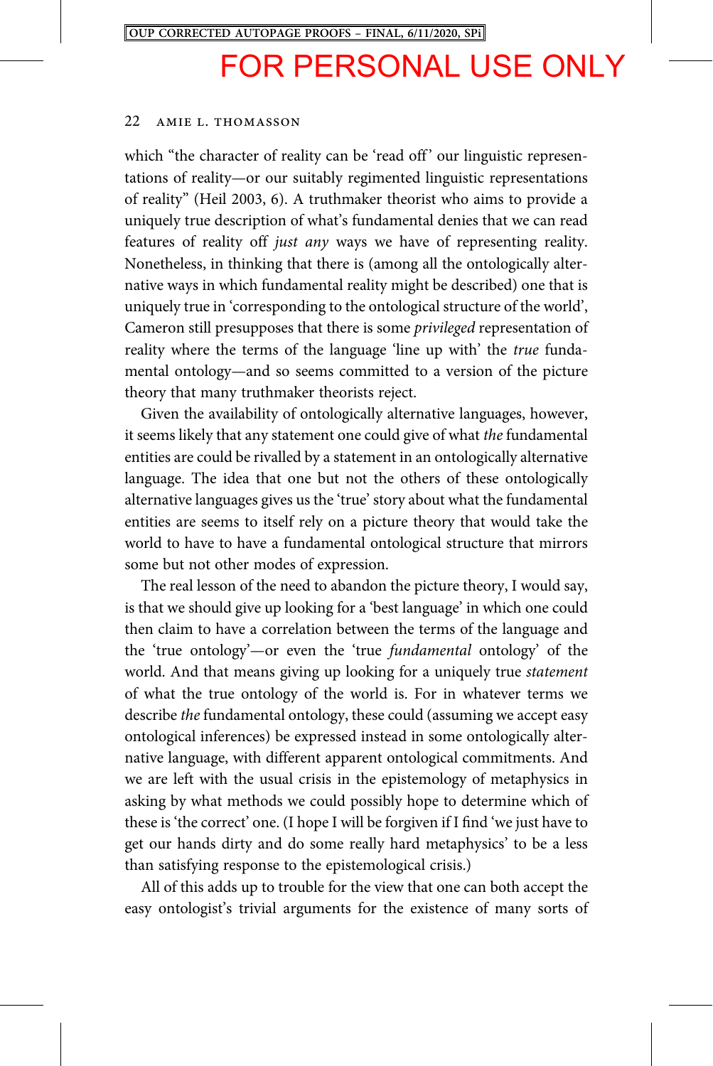which "the character of reality can be 'read off' our linguistic representations of reality—or our suitably regimented linguistic representations of reality" (Heil 2003, 6). A truthmaker theorist who aims to provide a uniquely true description of what's fundamental denies that we can read features of reality off *just any* ways we have of representing reality. Nonetheless, in thinking that there is (among all the ontologically alternative ways in which fundamental reality might be described) one that is uniquely true in 'corresponding to the ontological structure of the world', Cameron still presupposes that there is some *privileged* representation of reality where the terms of the language 'line up with' the *true* fundamental ontology—and so seems committed to a version of the picture theory that many truthmaker theorists reject.

Given the availability of ontologically alternative languages, however, it seems likely that any statement one could give of what *the* fundamental entities are could be rivalled by a statement in an ontologically alternative language. The idea that one but not the others of these ontologically alternative languages gives us the 'true' story about what the fundamental entities are seems to itself rely on a picture theory that would take the world to have to have a fundamental ontological structure that mirrors some but not other modes of expression.

The real lesson of the need to abandon the picture theory, I would say, is that we should give up looking for a 'best language' in which one could then claim to have a correlation between the terms of the language and the 'true ontology'—or even the 'true *fundamental* ontology' of the world. And that means giving up looking for a uniquely true *statement* of what the true ontology of the world is. For in whatever terms we describe *the* fundamental ontology, these could (assuming we accept easy ontological inferences) be expressed instead in some ontologically alternative language, with different apparent ontological commitments. And we are left with the usual crisis in the epistemology of metaphysics in asking by what methods we could possibly hope to determine which of these is 'the correct' one. (I hope I will be forgiven if I find 'we just have to get our hands dirty and do some really hard metaphysics' to be a less than satisfying response to the epistemological crisis.)

All of this adds up to trouble for the view that one can both accept the easy ontologist's trivial arguments for the existence of many sorts of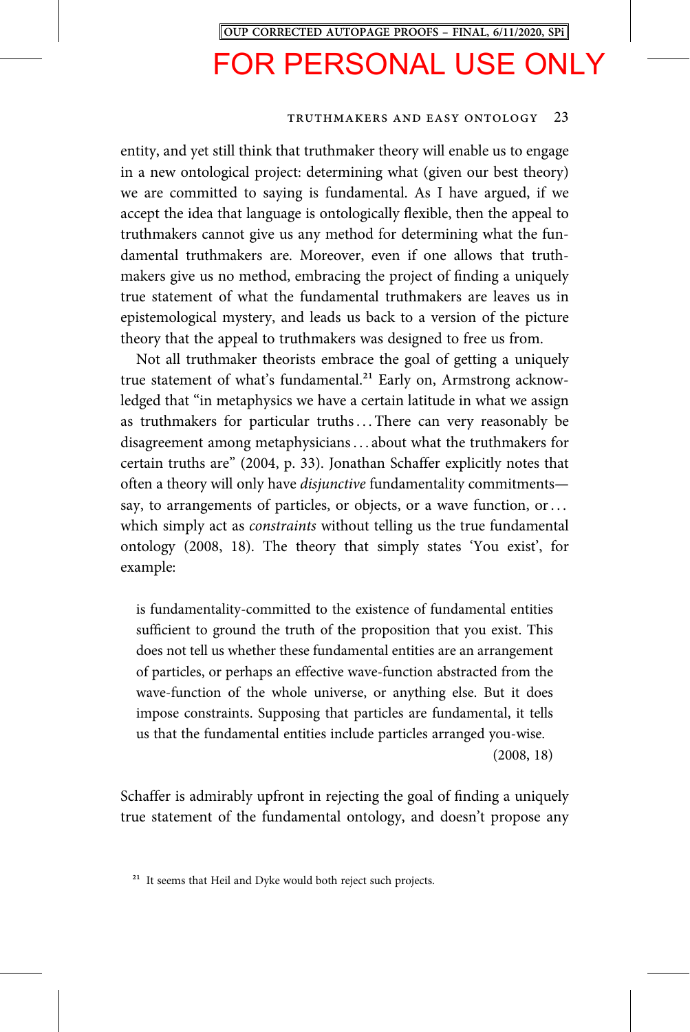entity, and yet still think that truthmaker theory will enable us to engage in a new ontological project: determining what (given our best theory) we are committed to saying is fundamental. As I have argued, if we accept the idea that language is ontologically flexible, then the appeal to truthmakers cannot give us any method for determining what the fundamental truthmakers are. Moreover, even if one allows that truthmakers give us no method, embracing the project of finding a uniquely true statement of what the fundamental truthmakers are leaves us in epistemological mystery, and leads us back to a version of the picture theory that the appeal to truthmakers was designed to free us from.

Not all truthmaker theorists embrace the goal of getting a uniquely true statement of what's fundamental.[21] Early on, Armstrong acknowledged that "in metaphysics we have a certain latitude in what we assign as truthmakers for particular truths . . . There can very reasonably be disagreement among metaphysicians . . . about what the truthmakers for certain truths are" (2004, p. 33). Jonathan Schaffer explicitly notes that often a theory will only have *disjunctive* fundamentality commitments—say, to arrangements of particles, or objects, or a wave function, or . . . which simply act as *constraints* without telling us the true fundamental ontology (2008, 18). The theory that simply states 'You exist', for example:

> is fundamentality-committed to the existence of fundamental entities sufficient to ground the truth of the proposition that you exist. This does not tell us whether these fundamental entities are an arrangement of particles, or perhaps an effective wave-function abstracted from the wave-function of the whole universe, or anything else. But it does impose constraints. Supposing that particles are fundamental, it tells us that the fundamental entities include particles arranged you-wise.
> (2008, 18)

Schaffer is admirably upfront in rejecting the goal of finding a uniquely true statement of the fundamental ontology, and doesn't propose any

[21] It seems that Heil and Dyke would both reject such projects.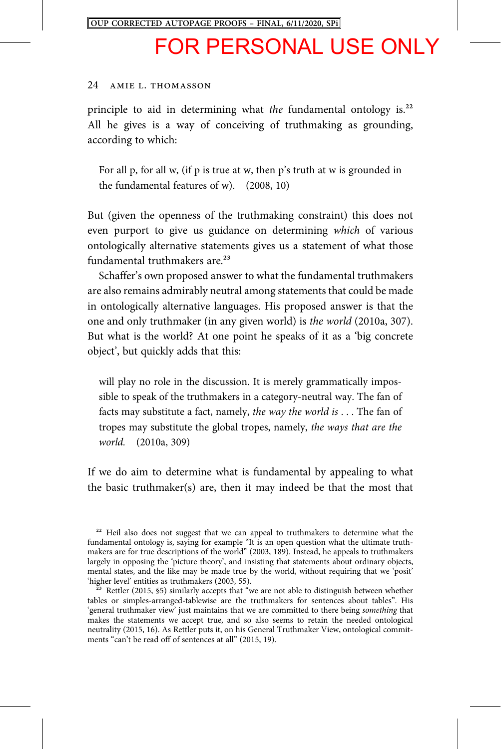principle to aid in determining what *the* fundamental ontology is.[22] All he gives is a way of conceiving of truthmaking as grounding, according to which:

> For all p, for all w, (if p is true at w, then p's truth at w is grounded in the fundamental features of w). (2008, 10)

But (given the openness of the truthmaking constraint) this does not even purport to give us guidance on determining *which* of various ontologically alternative statements gives us a statement of what those fundamental truthmakers are.[23]

Schaffer's own proposed answer to what the fundamental truthmakers are also remains admirably neutral among statements that could be made in ontologically alternative languages. His proposed answer is that the one and only truthmaker (in any given world) is *the world* (2010a, 307). But what is the world? At one point he speaks of it as a 'big concrete object', but quickly adds that this:

> will play no role in the discussion. It is merely grammatically impossible to speak of the truthmakers in a category-neutral way. The fan of facts may substitute a fact, namely, *the way the world is* . . . The fan of tropes may substitute the global tropes, namely, *the ways that are the world.* (2010a, 309)

If we do aim to determine what is fundamental by appealing to what the basic truthmaker(s) are, then it may indeed be that the most that

---

[22] Heil also does not suggest that we can appeal to truthmakers to determine what the fundamental ontology is, saying for example "It is an open question what the ultimate truthmakers are for true descriptions of the world" (2003, 189). Instead, he appeals to truthmakers largely in opposing the 'picture theory', and insisting that statements about ordinary objects, mental states, and the like may be made true by the world, without requiring that we 'posit' 'higher level' entities as truthmakers (2003, 55).

[23] Rettler (2015, §5) similarly accepts that "we are not able to distinguish between whether tables or simples-arranged-tablewise are the truthmakers for sentences about tables". His 'general truthmaker view' just maintains that we are committed to there being *something* that makes the statements we accept true, and so also seems to retain the needed ontological neutrality (2015, 16). As Rettler puts it, on his General Truthmaker View, ontological commitments "can't be read off of sentences at all" (2015, 19).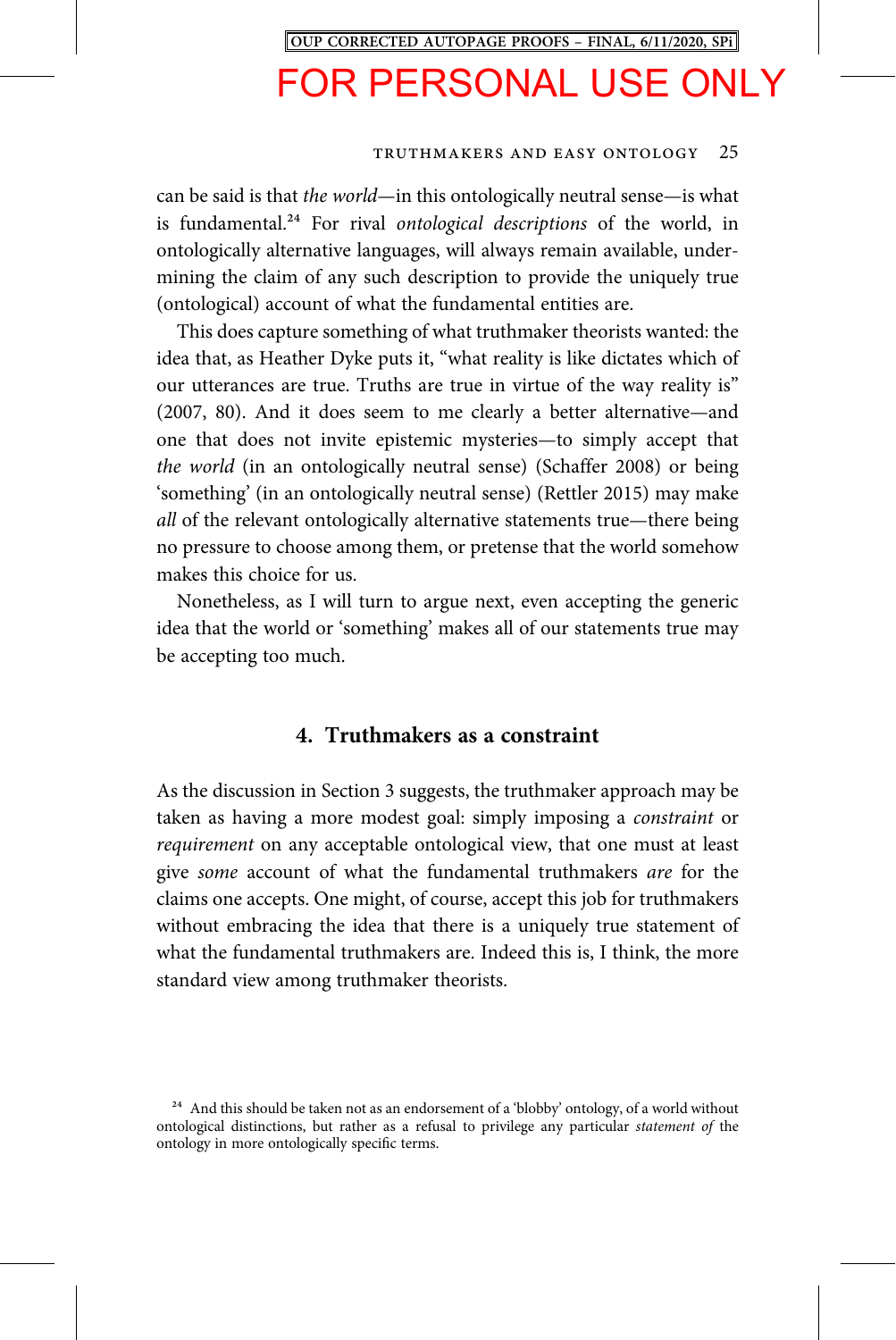can be said is that *the world*—in this ontologically neutral sense—is what is fundamental.[24] For rival *ontological descriptions* of the world, in ontologically alternative languages, will always remain available, undermining the claim of any such description to provide the uniquely true (ontological) account of what the fundamental entities are.

This does capture something of what truthmaker theorists wanted: the idea that, as Heather Dyke puts it, "what reality is like dictates which of our utterances are true. Truths are true in virtue of the way reality is" (2007, 80). And it does seem to me clearly a better alternative—and one that does not invite epistemic mysteries—to simply accept that *the world* (in an ontologically neutral sense) (Schaffer 2008) or being 'something' (in an ontologically neutral sense) (Rettler 2015) may make *all* of the relevant ontologically alternative statements true—there being no pressure to choose among them, or pretense that the world somehow makes this choice for us.

Nonetheless, as I will turn to argue next, even accepting the generic idea that the world or 'something' makes all of our statements true may be accepting too much.

## 4. Truthmakers as a constraint

As the discussion in Section 3 suggests, the truthmaker approach may be taken as having a more modest goal: simply imposing a *constraint* or *requirement* on any acceptable ontological view, that one must at least give *some* account of what the fundamental truthmakers *are* for the claims one accepts. One might, of course, accept this job for truthmakers without embracing the idea that there is a uniquely true statement of what the fundamental truthmakers are. Indeed this is, I think, the more standard view among truthmaker theorists.

[24] And this should be taken not as an endorsement of a 'blobby' ontology, of a world without ontological distinctions, but rather as a refusal to privilege any particular *statement of* the ontology in more ontologically specific terms.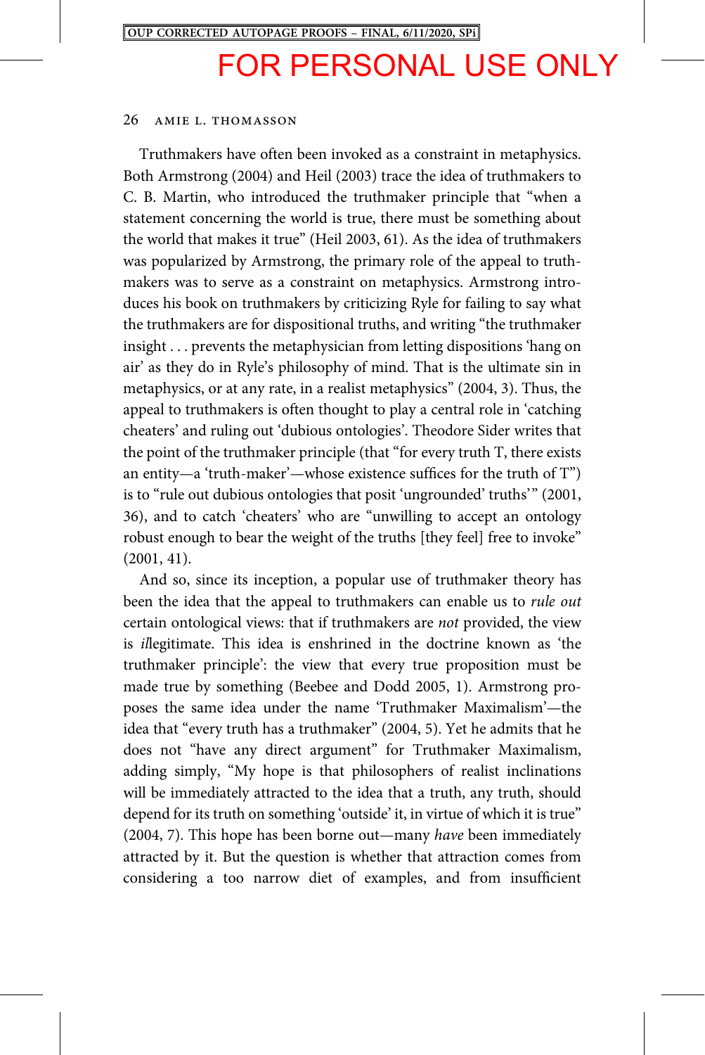Truthmakers have often been invoked as a constraint in metaphysics. Both Armstrong (2004) and Heil (2003) trace the idea of truthmakers to C. B. Martin, who introduced the truthmaker principle that "when a statement concerning the world is true, there must be something about the world that makes it true" (Heil 2003, 61). As the idea of truthmakers was popularized by Armstrong, the primary role of the appeal to truthmakers was to serve as a constraint on metaphysics. Armstrong introduces his book on truthmakers by criticizing Ryle for failing to say what the truthmakers are for dispositional truths, and writing "the truthmaker insight . . . prevents the metaphysician from letting dispositions 'hang on air' as they do in Ryle's philosophy of mind. That is the ultimate sin in metaphysics, or at any rate, in a realist metaphysics" (2004, 3). Thus, the appeal to truthmakers is often thought to play a central role in 'catching cheaters' and ruling out 'dubious ontologies'. Theodore Sider writes that the point of the truthmaker principle (that "for every truth T, there exists an entity—a 'truth-maker'—whose existence suffices for the truth of T") is to "rule out dubious ontologies that posit 'ungrounded' truths'" (2001, 36), and to catch 'cheaters' who are "unwilling to accept an ontology robust enough to bear the weight of the truths [they feel] free to invoke" (2001, 41).

And so, since its inception, a popular use of truthmaker theory has been the idea that the appeal to truthmakers can enable us to *rule out* certain ontological views: that if truthmakers are *not* provided, the view is *il*legitimate. This idea is enshrined in the doctrine known as 'the truthmaker principle': the view that every true proposition must be made true by something (Beebee and Dodd 2005, 1). Armstrong proposes the same idea under the name 'Truthmaker Maximalism'—the idea that "every truth has a truthmaker" (2004, 5). Yet he admits that he does not "have any direct argument" for Truthmaker Maximalism, adding simply, "My hope is that philosophers of realist inclinations will be immediately attracted to the idea that a truth, any truth, should depend for its truth on something 'outside' it, in virtue of which it is true" (2004, 7). This hope has been borne out—many *have* been immediately attracted by it. But the question is whether that attraction comes from considering a too narrow diet of examples, and from insufficient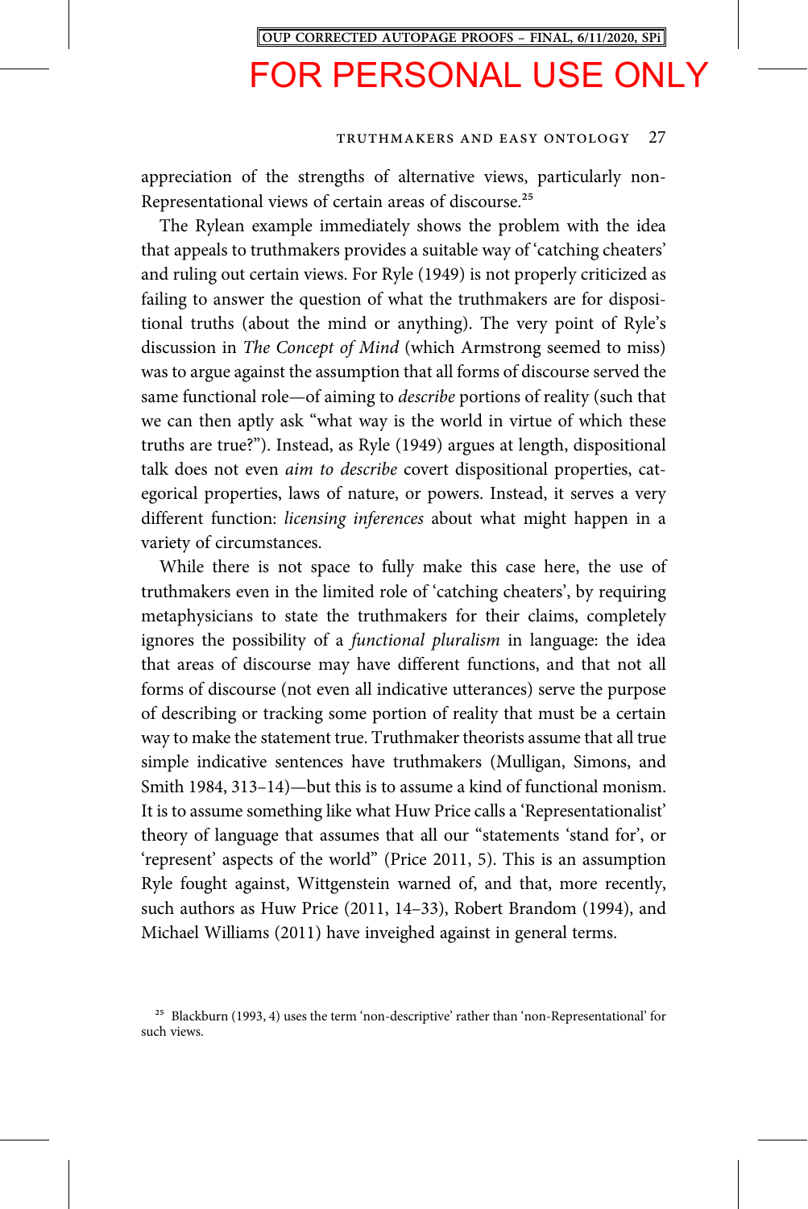appreciation of the strengths of alternative views, particularly non-Representational views of certain areas of discourse.[25]

The Rylean example immediately shows the problem with the idea that appeals to truthmakers provides a suitable way of 'catching cheaters' and ruling out certain views. For Ryle (1949) is not properly criticized as failing to answer the question of what the truthmakers are for dispositional truths (about the mind or anything). The very point of Ryle's discussion in *The Concept of Mind* (which Armstrong seemed to miss) was to argue against the assumption that all forms of discourse served the same functional role—of aiming to *describe* portions of reality (such that we can then aptly ask "what way is the world in virtue of which these truths are true?"). Instead, as Ryle (1949) argues at length, dispositional talk does not even *aim to describe* covert dispositional properties, categorical properties, laws of nature, or powers. Instead, it serves a very different function: *licensing inferences* about what might happen in a variety of circumstances.

While there is not space to fully make this case here, the use of truthmakers even in the limited role of 'catching cheaters', by requiring metaphysicians to state the truthmakers for their claims, completely ignores the possibility of a *functional pluralism* in language: the idea that areas of discourse may have different functions, and that not all forms of discourse (not even all indicative utterances) serve the purpose of describing or tracking some portion of reality that must be a certain way to make the statement true. Truthmaker theorists assume that all true simple indicative sentences have truthmakers (Mulligan, Simons, and Smith 1984, 313–14)—but this is to assume a kind of functional monism. It is to assume something like what Huw Price calls a 'Representationalist' theory of language that assumes that all our "statements 'stand for', or 'represent' aspects of the world" (Price 2011, 5). This is an assumption Ryle fought against, Wittgenstein warned of, and that, more recently, such authors as Huw Price (2011, 14–33), Robert Brandom (1994), and Michael Williams (2011) have inveighed against in general terms.

[25] Blackburn (1993, 4) uses the term 'non-descriptive' rather than 'non-Representational' for such views.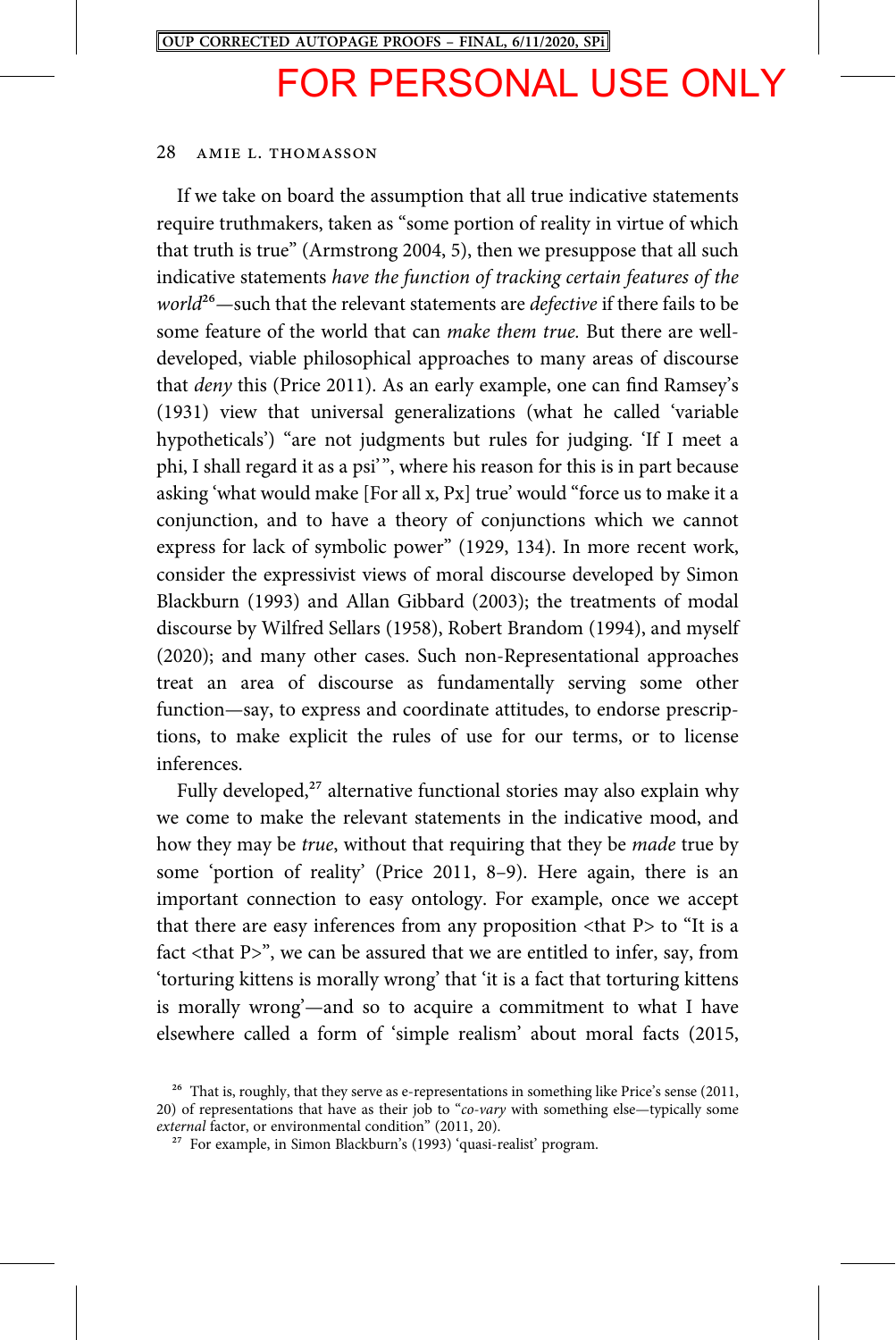If we take on board the assumption that all true indicative statements require truthmakers, taken as "some portion of reality in virtue of which that truth is true" (Armstrong 2004, 5), then we presuppose that all such indicative statements *have the function of tracking certain features of the world*[26]—such that the relevant statements are *defective* if there fails to be some feature of the world that can *make them true.* But there are well-developed, viable philosophical approaches to many areas of discourse that *deny* this (Price 2011). As an early example, one can find Ramsey's (1931) view that universal generalizations (what he called 'variable hypotheticals') "are not judgments but rules for judging. 'If I meet a phi, I shall regard it as a psi'", where his reason for this is in part because asking 'what would make [For all x, Px] true' would "force us to make it a conjunction, and to have a theory of conjunctions which we cannot express for lack of symbolic power" (1929, 134). In more recent work, consider the expressivist views of moral discourse developed by Simon Blackburn (1993) and Allan Gibbard (2003); the treatments of modal discourse by Wilfred Sellars (1958), Robert Brandom (1994), and myself (2020); and many other cases. Such non-Representational approaches treat an area of discourse as fundamentally serving some other function—say, to express and coordinate attitudes, to endorse prescriptions, to make explicit the rules of use for our terms, or to license inferences.

Fully developed,[27] alternative functional stories may also explain why we come to make the relevant statements in the indicative mood, and how they may be *true*, without that requiring that they be *made* true by some 'portion of reality' (Price 2011, 8–9). Here again, there is an important connection to easy ontology. For example, once we accept that there are easy inferences from any proposition <that P> to "It is a fact <that P>", we can be assured that we are entitled to infer, say, from 'torturing kittens is morally wrong' that 'it is a fact that torturing kittens is morally wrong'—and so to acquire a commitment to what I have elsewhere called a form of 'simple realism' about moral facts (2015,

[26] That is, roughly, that they serve as e-representations in something like Price's sense (2011, 20) of representations that have as their job to "*co-vary* with something else—typically some *external* factor, or environmental condition" (2011, 20).

[27] For example, in Simon Blackburn's (1993) 'quasi-realist' program.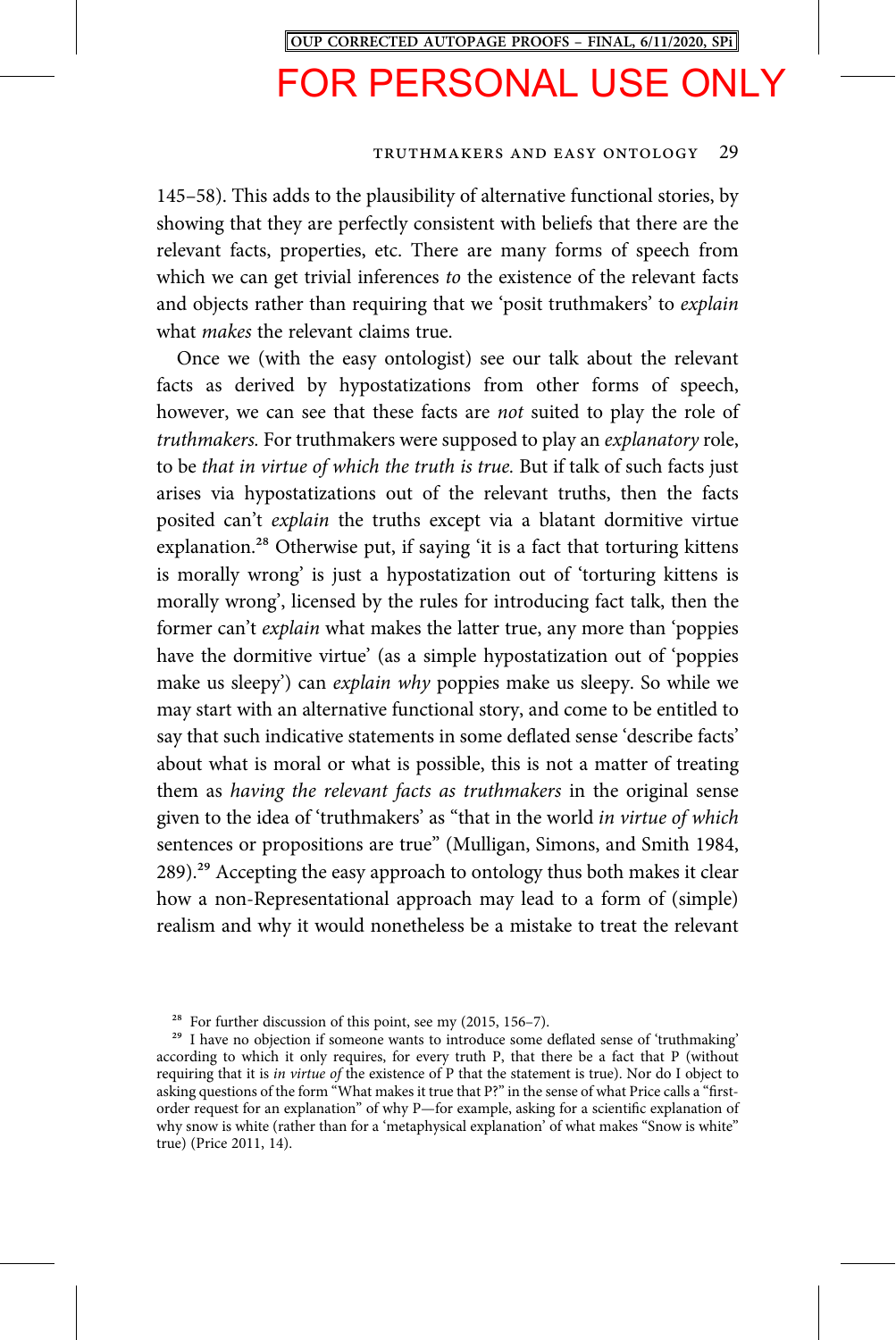145–58). This adds to the plausibility of alternative functional stories, by showing that they are perfectly consistent with beliefs that there are the relevant facts, properties, etc. There are many forms of speech from which we can get trivial inferences *to* the existence of the relevant facts and objects rather than requiring that we 'posit truthmakers' to *explain* what *makes* the relevant claims true.

Once we (with the easy ontologist) see our talk about the relevant facts as derived by hypostatizations from other forms of speech, however, we can see that these facts are *not* suited to play the role of *truthmakers.* For truthmakers were supposed to play an *explanatory* role, to be *that in virtue of which the truth is true.* But if talk of such facts just arises via hypostatizations out of the relevant truths, then the facts posited can't *explain* the truths except via a blatant dormitive virtue explanation.[28] Otherwise put, if saying 'it is a fact that torturing kittens is morally wrong' is just a hypostatization out of 'torturing kittens is morally wrong', licensed by the rules for introducing fact talk, then the former can't *explain* what makes the latter true, any more than 'poppies have the dormitive virtue' (as a simple hypostatization out of 'poppies make us sleepy') can *explain why* poppies make us sleepy. So while we may start with an alternative functional story, and come to be entitled to say that such indicative statements in some deflated sense 'describe facts' about what is moral or what is possible, this is not a matter of treating them as *having the relevant facts as truthmakers* in the original sense given to the idea of 'truthmakers' as "that in the world *in virtue of which* sentences or propositions are true" (Mulligan, Simons, and Smith 1984, 289).[29] Accepting the easy approach to ontology thus both makes it clear how a non-Representational approach may lead to a form of (simple) realism and why it would nonetheless be a mistake to treat the relevant

[28] For further discussion of this point, see my (2015, 156–7).

[29] I have no objection if someone wants to introduce some deflated sense of 'truthmaking' according to which it only requires, for every truth P, that there be a fact that P (without requiring that it is *in virtue of* the existence of P that the statement is true). Nor do I object to asking questions of the form "What makes it true that P?" in the sense of what Price calls a "first-order request for an explanation" of why P—for example, asking for a scientific explanation of why snow is white (rather than for a 'metaphysical explanation' of what makes "Snow is white" true) (Price 2011, 14).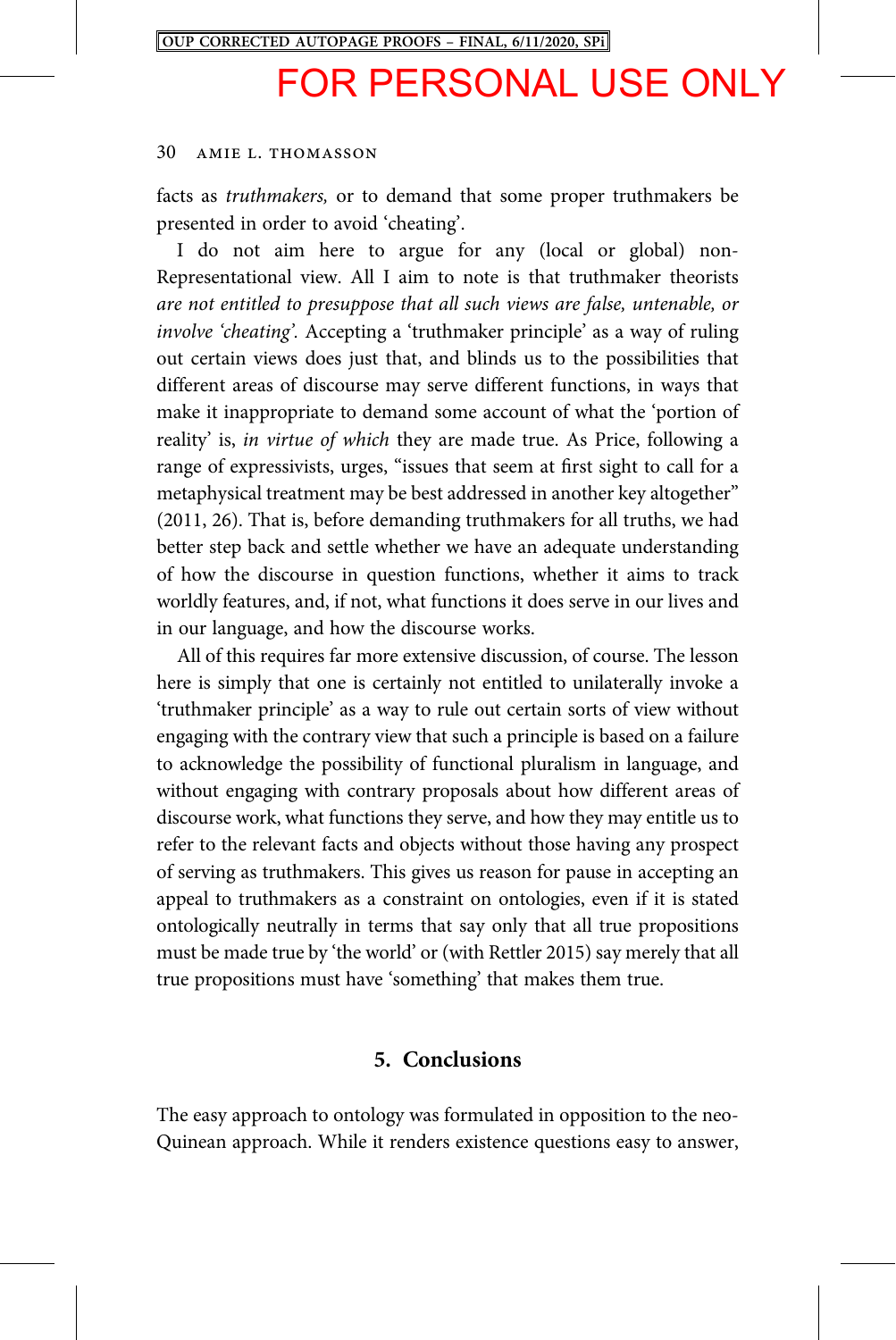facts as *truthmakers,* or to demand that some proper truthmakers be presented in order to avoid 'cheating'.

I do not aim here to argue for any (local or global) non-Representational view. All I aim to note is that truthmaker theorists *are not entitled to presuppose that all such views are false, untenable, or involve 'cheating'.* Accepting a 'truthmaker principle' as a way of ruling out certain views does just that, and blinds us to the possibilities that different areas of discourse may serve different functions, in ways that make it inappropriate to demand some account of what the 'portion of reality' is, *in virtue of which* they are made true. As Price, following a range of expressivists, urges, "issues that seem at first sight to call for a metaphysical treatment may be best addressed in another key altogether" (2011, 26). That is, before demanding truthmakers for all truths, we had better step back and settle whether we have an adequate understanding of how the discourse in question functions, whether it aims to track worldly features, and, if not, what functions it does serve in our lives and in our language, and how the discourse works.

All of this requires far more extensive discussion, of course. The lesson here is simply that one is certainly not entitled to unilaterally invoke a 'truthmaker principle' as a way to rule out certain sorts of view without engaging with the contrary view that such a principle is based on a failure to acknowledge the possibility of functional pluralism in language, and without engaging with contrary proposals about how different areas of discourse work, what functions they serve, and how they may entitle us to refer to the relevant facts and objects without those having any prospect of serving as truthmakers. This gives us reason for pause in accepting an appeal to truthmakers as a constraint on ontologies, even if it is stated ontologically neutrally in terms that say only that all true propositions must be made true by 'the world' or (with Rettler 2015) say merely that all true propositions must have 'something' that makes them true.

## 5. Conclusions

The easy approach to ontology was formulated in opposition to the neo-Quinean approach. While it renders existence questions easy to answer,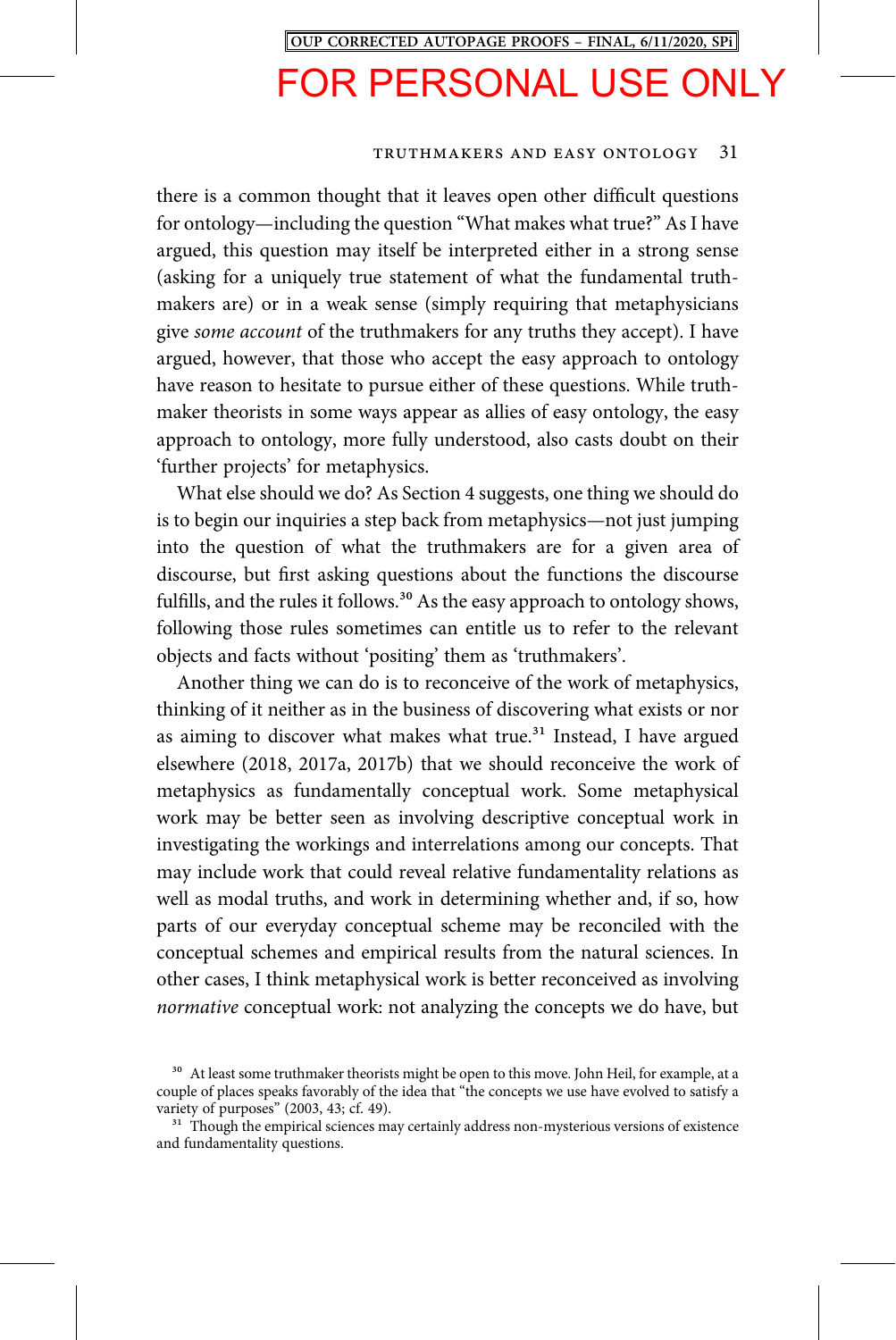there is a common thought that it leaves open other difficult questions for ontology—including the question "What makes what true?" As I have argued, this question may itself be interpreted either in a strong sense (asking for a uniquely true statement of what the fundamental truthmakers are) or in a weak sense (simply requiring that metaphysicians give *some account* of the truthmakers for any truths they accept). I have argued, however, that those who accept the easy approach to ontology have reason to hesitate to pursue either of these questions. While truthmaker theorists in some ways appear as allies of easy ontology, the easy approach to ontology, more fully understood, also casts doubt on their 'further projects' for metaphysics.

What else should we do? As Section 4 suggests, one thing we should do is to begin our inquiries a step back from metaphysics—not just jumping into the question of what the truthmakers are for a given area of discourse, but first asking questions about the functions the discourse fulfills, and the rules it follows.[30] As the easy approach to ontology shows, following those rules sometimes can entitle us to refer to the relevant objects and facts without 'positing' them as 'truthmakers'.

Another thing we can do is to reconceive of the work of metaphysics, thinking of it neither as in the business of discovering what exists or nor as aiming to discover what makes what true.[31] Instead, I have argued elsewhere (2018, 2017a, 2017b) that we should reconceive the work of metaphysics as fundamentally conceptual work. Some metaphysical work may be better seen as involving descriptive conceptual work in investigating the workings and interrelations among our concepts. That may include work that could reveal relative fundamentality relations as well as modal truths, and work in determining whether and, if so, how parts of our everyday conceptual scheme may be reconciled with the conceptual schemes and empirical results from the natural sciences. In other cases, I think metaphysical work is better reconceived as involving *normative* conceptual work: not analyzing the concepts we do have, but

[30] At least some truthmaker theorists might be open to this move. John Heil, for example, at a couple of places speaks favorably of the idea that "the concepts we use have evolved to satisfy a variety of purposes" (2003, 43; cf. 49).

[31] Though the empirical sciences may certainly address non-mysterious versions of existence and fundamentality questions.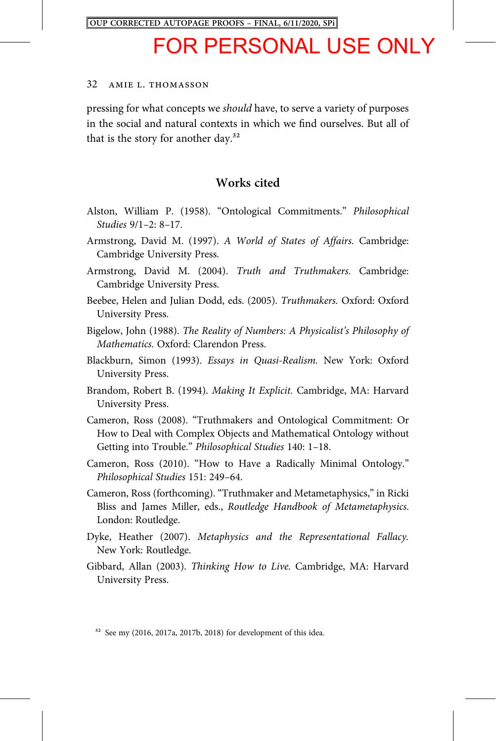pressing for what concepts we *should* have, to serve a variety of purposes in the social and natural contexts in which we find ourselves. But all of that is the story for another day.[32]

## Works cited

Alston, William P. (1958). "Ontological Commitments." *Philosophical Studies* 9/1–2: 8–17.

Armstrong, David M. (1997). *A World of States of Affairs*. Cambridge: Cambridge University Press.

Armstrong, David M. (2004). *Truth and Truthmakers.* Cambridge: Cambridge University Press.

Beebee, Helen and Julian Dodd, eds. (2005). *Truthmakers.* Oxford: Oxford University Press.

Bigelow, John (1988). *The Reality of Numbers: A Physicalist's Philosophy of Mathematics.* Oxford: Clarendon Press.

Blackburn, Simon (1993). *Essays in Quasi-Realism.* New York: Oxford University Press.

Brandom, Robert B. (1994). *Making It Explicit.* Cambridge, MA: Harvard University Press.

Cameron, Ross (2008). "Truthmakers and Ontological Commitment: Or How to Deal with Complex Objects and Mathematical Ontology without Getting into Trouble." *Philosophical Studies* 140: 1–18.

Cameron, Ross (2010). "How to Have a Radically Minimal Ontology." *Philosophical Studies* 151: 249–64.

Cameron, Ross (forthcoming). "Truthmaker and Metametaphysics," in Ricki Bliss and James Miller, eds., *Routledge Handbook of Metametaphysics*. London: Routledge.

Dyke, Heather (2007). *Metaphysics and the Representational Fallacy.* New York: Routledge.

Gibbard, Allan (2003). *Thinking How to Live.* Cambridge, MA: Harvard University Press.

[32] See my (2016, 2017a, 2017b, 2018) for development of this idea.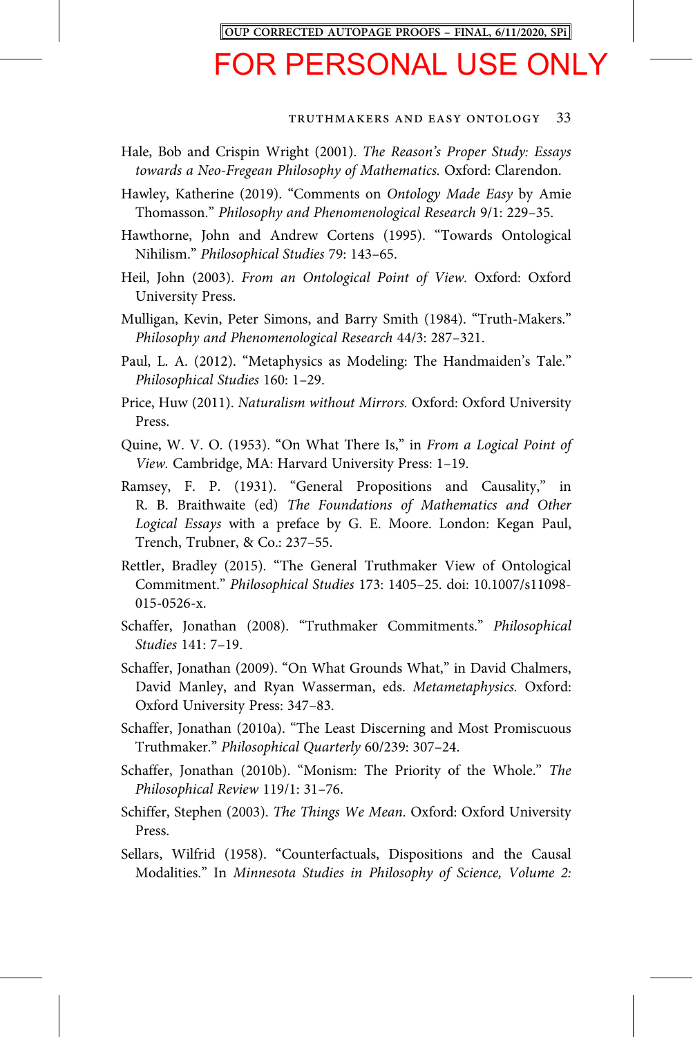Hale, Bob and Crispin Wright (2001). *The Reason's Proper Study: Essays towards a Neo-Fregean Philosophy of Mathematics*. Oxford: Clarendon.

Hawley, Katherine (2019). "Comments on *Ontology Made Easy* by Amie Thomasson." *Philosophy and Phenomenological Research* 9/1: 229–35.

Hawthorne, John and Andrew Cortens (1995). "Towards Ontological Nihilism." *Philosophical Studies* 79: 143–65.

Heil, John (2003). *From an Ontological Point of View*. Oxford: Oxford University Press.

Mulligan, Kevin, Peter Simons, and Barry Smith (1984). "Truth-Makers." *Philosophy and Phenomenological Research* 44/3: 287–321.

Paul, L. A. (2012). "Metaphysics as Modeling: The Handmaiden's Tale." *Philosophical Studies* 160: 1–29.

Price, Huw (2011). *Naturalism without Mirrors*. Oxford: Oxford University Press.

Quine, W. V. O. (1953). "On What There Is," in *From a Logical Point of View*. Cambridge, MA: Harvard University Press: 1–19.

Ramsey, F. P. (1931). "General Propositions and Causality," in R. B. Braithwaite (ed) *The Foundations of Mathematics and Other Logical Essays* with a preface by G. E. Moore. London: Kegan Paul, Trench, Trubner, & Co.: 237–55.

Rettler, Bradley (2015). "The General Truthmaker View of Ontological Commitment." *Philosophical Studies* 173: 1405–25. doi: 10.1007/s11098-015-0526-x.

Schaffer, Jonathan (2008). "Truthmaker Commitments." *Philosophical Studies* 141: 7–19.

Schaffer, Jonathan (2009). "On What Grounds What," in David Chalmers, David Manley, and Ryan Wasserman, eds. *Metametaphysics*. Oxford: Oxford University Press: 347–83.

Schaffer, Jonathan (2010a). "The Least Discerning and Most Promiscuous Truthmaker." *Philosophical Quarterly* 60/239: 307–24.

Schaffer, Jonathan (2010b). "Monism: The Priority of the Whole." *The Philosophical Review* 119/1: 31–76.

Schiffer, Stephen (2003). *The Things We Mean*. Oxford: Oxford University Press.

Sellars, Wilfrid (1958). "Counterfactuals, Dispositions and the Causal Modalities." In *Minnesota Studies in Philosophy of Science, Volume 2:*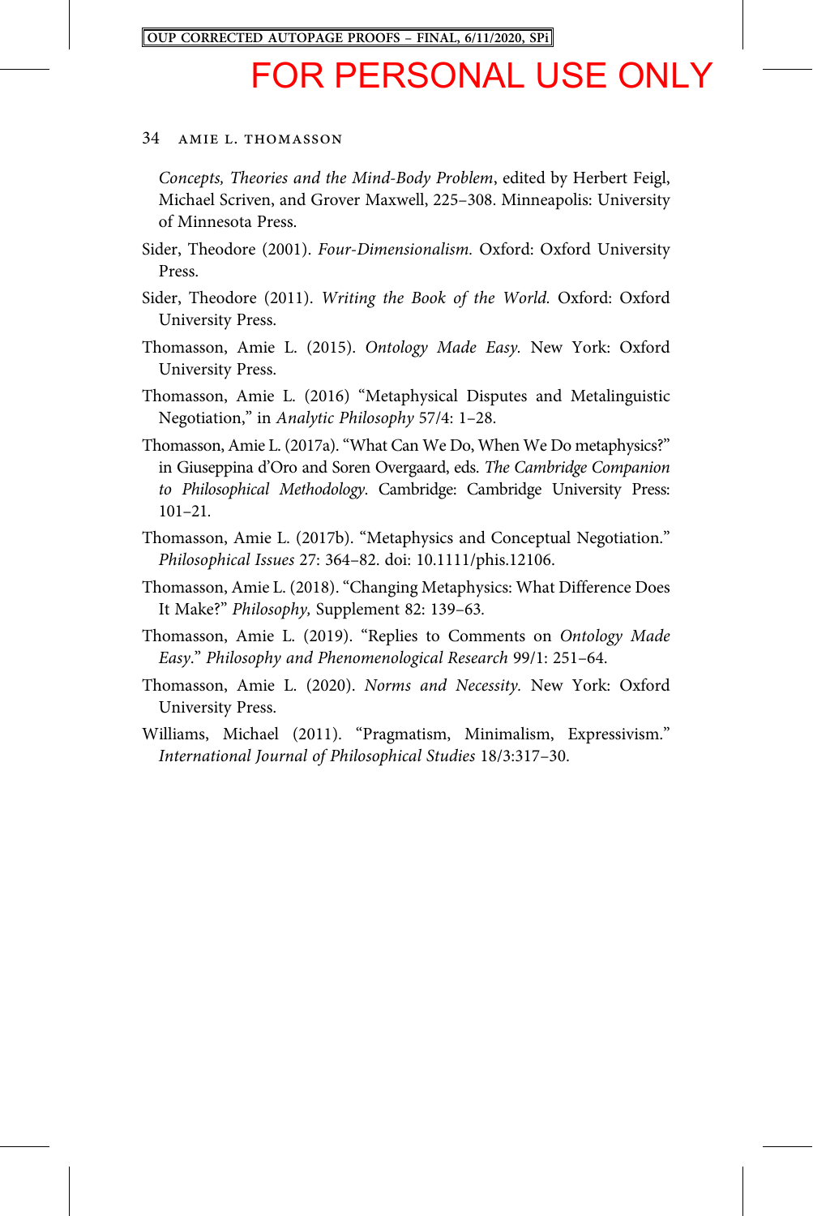*Concepts, Theories and the Mind-Body Problem*, edited by Herbert Feigl, Michael Scriven, and Grover Maxwell, 225–308. Minneapolis: University of Minnesota Press.

Sider, Theodore (2001). *Four-Dimensionalism.* Oxford: Oxford University Press.

Sider, Theodore (2011). *Writing the Book of the World.* Oxford: Oxford University Press.

Thomasson, Amie L. (2015). *Ontology Made Easy.* New York: Oxford University Press.

Thomasson, Amie L. (2016) "Metaphysical Disputes and Metalinguistic Negotiation," in *Analytic Philosophy* 57/4: 1–28.

Thomasson, Amie L. (2017a). "What Can We Do, When We Do metaphysics?" in Giuseppina d'Oro and Soren Overgaard, eds. *The Cambridge Companion to Philosophical Methodology*. Cambridge: Cambridge University Press: 101–21.

Thomasson, Amie L. (2017b). "Metaphysics and Conceptual Negotiation." *Philosophical Issues* 27: 364–82. doi: 10.1111/phis.12106.

Thomasson, Amie L. (2018). "Changing Metaphysics: What Difference Does It Make?" *Philosophy,* Supplement 82: 139–63.

Thomasson, Amie L. (2019). "Replies to Comments on *Ontology Made Easy*." *Philosophy and Phenomenological Research* 99/1: 251–64.

Thomasson, Amie L. (2020). *Norms and Necessity.* New York: Oxford University Press.

Williams, Michael (2011). "Pragmatism, Minimalism, Expressivism." *International Journal of Philosophical Studies* 18/3:317–30.